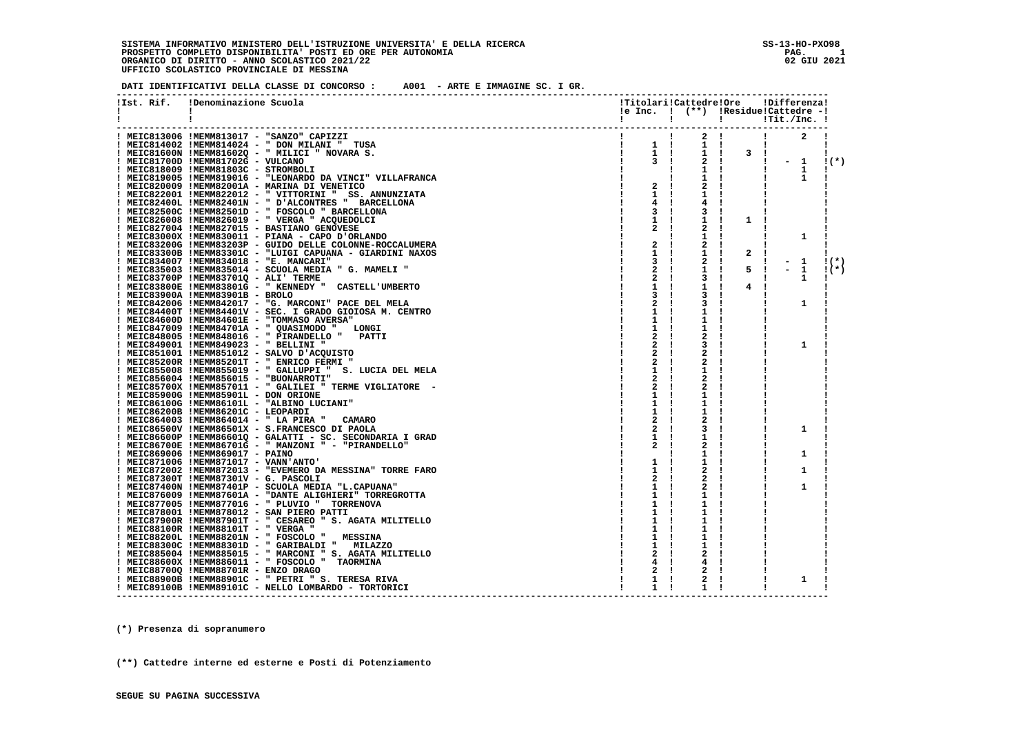**SISTEMA INFORMATIVO MINISTERO DELL'ISTRUZIONE UNIVERSITA' E DELLA RICERCA** SS-13-HO-PXO98
**PROSPETTO COMPLETO DISPONIBILITA' POSTI ED ORE PER AUTONOMIA**
**ORGANICO DI DIRITTO - ANNO SCOLASTICO 2021/22** 02 GIU 2021
**UFFICIO SCOLASTICO PROVINCIALE DI MESSINA**

**DATI IDENTIFICATIVI DELLA CLASSE DI CONCORSO : A001 - ARTE E IMMAGINE SC. I GR.**

| Ist. Rif. | Denominazione Scuola | Titolari e Inc. | Cattedre (**) | Ore Residue | Differenza Cattedre - Tit./Inc. | |
|---|---|---|---|---|---|---|
| MEIC813006 | MEMM813017 - "SANZO" CAPIZZI | | 2 | | 2 | |
| MEIC814002 | MEMM814024 - " DON MILANI " TUSA | 1 | 1 | | | |
| MEIC81600N | MEMM81602Q - " MILICI " NOVARA S. | 1 | 1 | 3 | | |
| MEIC81700D | MEMM81702G - VULCANO | 3 | 2 | | - 1 | (*) |
| MEIC818009 | MEMM81803C - STROMBOLI | | 1 | | 1 | |
| MEIC819005 | MEMM819016 - "LEONARDO DA VINCI" VILLAFRANCA | | 1 | | 1 | |
| MEIC820009 | MEMM82001A - MARINA DI VENETICO | 2 | 2 | | | |
| MEIC822001 | MEMM822012 - " VITTORINI " SS. ANNUNZIATA | 1 | 1 | | | |
| MEIC82400L | MEMM82401N - " D'ALCONTRES " BARCELLONA | 4 | 4 | | | |
| MEIC82500C | MEMM82501D - " FOSCOLO " BARCELLONA | 3 | 3 | | | |
| MEIC826008 | MEMM826019 - " VERGA " ACQUEDOLCI | 1 | 1 | 1 | | |
| MEIC827004 | MEMM827015 - BASTIANO GENOVESE | 2 | 2 | | | |
| MEIC83000X | MEMM830011 - PIANA - CAPO D'ORLANDO | | 1 | | 1 | |
| MEIC83200G | MEMM83203P - GUIDO DELLE COLONNE-ROCCALUMERA | 2 | 2 | | | |
| MEIC83300B | MEMM83301C - "LUIGI CAPUANA - GIARDINI NAXOS | 1 | 1 | 2 | | |
| MEIC834007 | MEMM834018 - "E. MANCARI" | 3 | 2 | | - 1 | (*) |
| MEIC835003 | MEMM835014 - SCUOLA MEDIA " G. MAMELI " | 2 | 1 | 5 | - 1 | (*) |
| MEIC83700P | MEMM83701Q - ALI' TERME | 2 | 3 | | 1 | |
| MEIC83800E | MEMM83801G - " KENNEDY " CASTELL'UMBERTO | 1 | 1 | 4 | | |
| MEIC83900A | MEMM83901B - BROLO | 3 | 3 | | | |
| MEIC842006 | MEMM842017 - "G. MARCONI" PACE DEL MELA | 2 | 3 | | 1 | |
| MEIC84400T | MEMM84401V - SEC. I GRADO GIOIOSA M. CENTRO | 1 | 1 | | | |
| MEIC84600D | MEMM84601E - "TOMMASO AVERSA" | 1 | 1 | | | |
| MEIC847009 | MEMM84701A - " QUASIMODO " LONGI | 1 | 1 | | | |
| MEIC848005 | MEMM848016 - " PIRANDELLO " PATTI | 2 | 2 | | | |
| MEIC849001 | MEMM849023 - " BELLINI " | 2 | 3 | | 1 | |
| MEIC851001 | MEMM851012 - SALVO D'ACQUISTO | 2 | 2 | | | |
| MEIC85200R | MEMM85201T - " ENRICO FERMI " | 2 | 2 | | | |
| MEIC855008 | MEMM855019 - " GALLUPPI " S. LUCIA DEL MELA | 1 | 1 | | | |
| MEIC856004 | MEMM856015 - "BUONARROTI" | 2 | 2 | | | |
| MEIC85700X | MEMM857011 - " GALILEI " TERME VIGLIATORE - | 2 | 2 | | | |
| MEIC85900G | MEMM85901L - DON ORIONE | 1 | 1 | | | |
| MEIC86100G | MEMM86101L - "ALBINO LUCIANI" | 1 | 1 | | | |
| MEIC86200B | MEMM86201C - LEOPARDI | 1 | 1 | | | |
| MEIC864003 | MEMM864014 - " LA PIRA " CAMARO | 2 | 2 | | | |
| MEIC86500V | MEMM86501X - S.FRANCESCO DI PAOLA | 2 | 3 | | 1 | |
| MEIC86600P | MEMM86601Q - GALATTI - SC. SECONDARIA I GRAD | 1 | 1 | | | |
| MEIC86700E | MEMM86701G - " MANZONI " - "PIRANDELLO" | 2 | 2 | | | |
| MEIC869006 | MEMM869017 - PAINO | | 1 | | 1 | |
| MEIC871006 | MEMM871017 - VANN'ANTO' | 1 | 1 | | | |
| MEIC872002 | MEMM872013 - "EVEMERO DA MESSINA" TORRE FARO | 1 | 2 | | 1 | |
| MEIC87300T | MEMM87301V - G. PASCOLI | 2 | 2 | | | |
| MEIC87400N | MEMM87401P - SCUOLA MEDIA "L.CAPUANA" | 1 | 2 | | 1 | |
| MEIC876009 | MEMM87601A - "DANTE ALIGHIERI" TORREGROTTA | 1 | 1 | | | |
| MEIC877005 | MEMM877016 - " PLUVIO " TORRENOVA | 1 | 1 | | | |
| MEIC878001 | MEMM878012 - SAN PIERO PATTI | 1 | 1 | | | |
| MEIC87900R | MEMM87901T - " CESAREO " S. AGATA MILITELLO | 1 | 1 | | | |
| MEIC88100R | MEMM88101T - " VERGA " | 1 | 1 | | | |
| MEIC88200L | MEMM88201N - " FOSCOLO " MESSINA | 1 | 1 | | | |
| MEIC88300C | MEMM88301D - " GARIBALDI " MILAZZO | 1 | 1 | | | |
| MEIC885004 | MEMM885015 - " MARCONI " S. AGATA MILITELLO | 2 | 2 | | | |
| MEIC88600X | MEMM886011 - " FOSCOLO " TAORMINA | 4 | 4 | | | |
| MEIC88700Q | MEMM88701R - ENZO DRAGO | 2 | 2 | | | |
| MEIC88900B | MEMM88901C - " PETRI " S. TERESA RIVA | 1 | 2 | | 1 | |
| MEIC89100B | MEMM89101C - NELLO LOMBARDO - TORTORICI | 1 | 1 | | | |

**(*) Presenza di sopranumero**

**(**) Cattedre interne ed esterne e Posti di Potenziamento**

**SEGUE SU PAGINA SUCCESSIVA**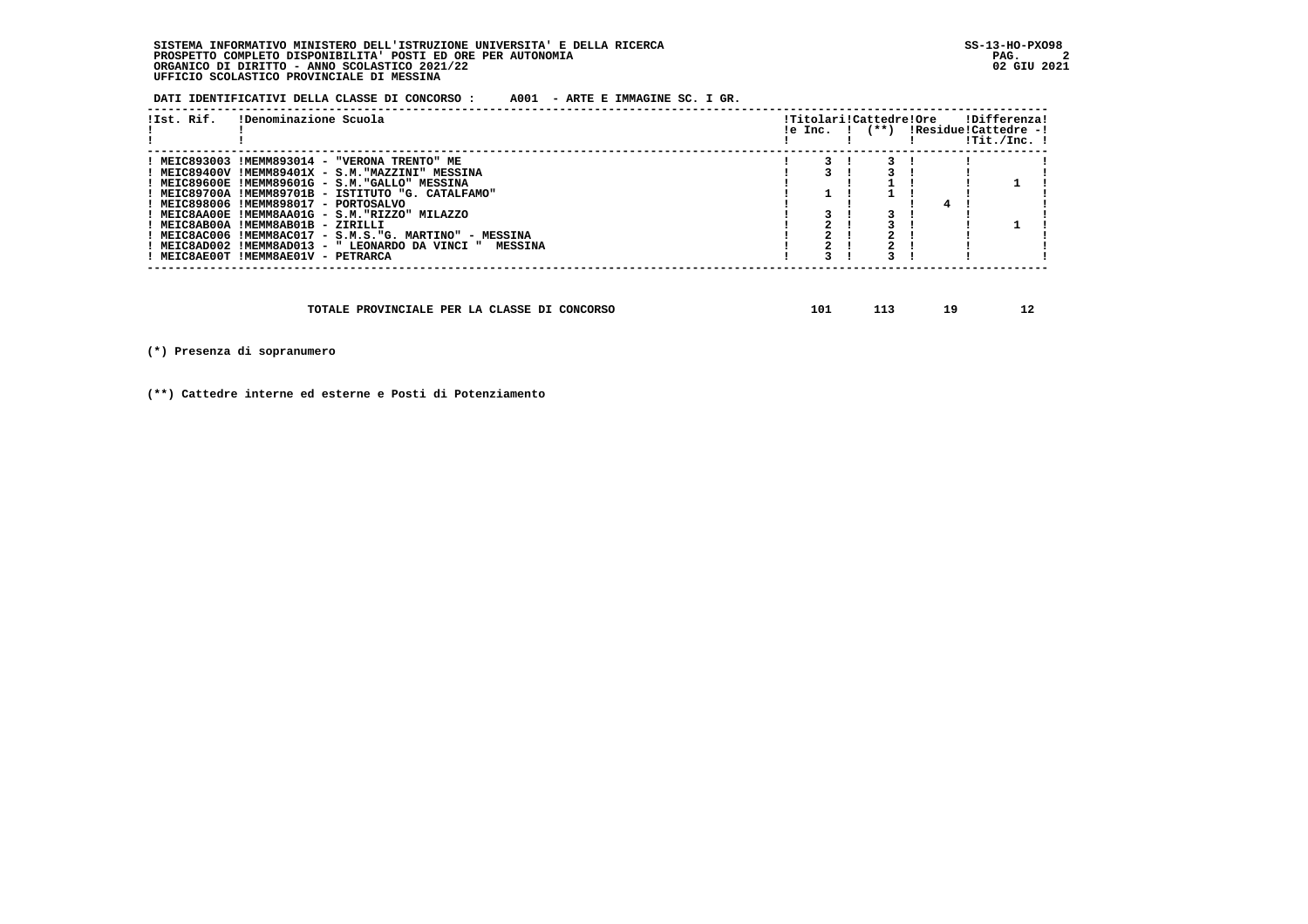SISTEMA INFORMATIVO MINISTERO DELL'ISTRUZIONE UNIVERSITA' E DELLA RICERCA
PROSPETTO COMPLETO DISPONIBILITA' POSTI ED ORE PER AUTONOMIA
ORGANICO DI DIRITTO - ANNO SCOLASTICO 2021/22
UFFICIO SCOLASTICO PROVINCIALE DI MESSINA

SS-13-HO-PXO98
02 GIU 2021

**DATI IDENTIFICATIVI DELLA CLASSE DI CONCORSO : A001 - ARTE E IMMAGINE SC. I GR.**

| Ist. Rif. | Denominazione Scuola | Titolari e Inc. | Cattedre (**) | Ore Residue | Differenza Cattedre - Tit./Inc. |
|---|---|---|---|---|---|
| MEIC893003 | MEMM893014 - "VERONA TRENTO" ME | 3 | 3 | | |
| MEIC89400V | MEMM89401X - S.M."MAZZINI" MESSINA | 3 | 3 | | |
| MEIC89600E | MEMM89601G - S.M."GALLO" MESSINA | | 1 | | 1 |
| MEIC89700A | MEMM89701B - ISTITUTO "G. CATALFAMO" | 1 | 1 | | |
| MEIC898006 | MEMM898017 - PORTOSALVO | | | 4 | |
| MEIC8AA00E | MEMM8AA01G - S.M."RIZZO" MILAZZO | 3 | 3 | | |
| MEIC8AB00A | MEMM8AB01B - ZIRILLI | 2 | 3 | | 1 |
| MEIC8AC006 | MEMM8AC017 - S.M.S."G. MARTINO" - MESSINA | 2 | 2 | | |
| MEIC8AD002 | MEMM8AD013 - " LEONARDO DA VINCI " MESSINA | 2 | 2 | | |
| MEIC8AE00T | MEMM8AE01V - PETRARCA | 3 | 3 | | |

| | Titolari e Inc. | Cattedre (**) | Ore Residue | Differenza Cattedre - Tit./Inc. |
|---|---|---|---|---|
| TOTALE PROVINCIALE PER LA CLASSE DI CONCORSO | 101 | 113 | 19 | 12 |

(*) Presenza di sopranumero

(**) Cattedre interne ed esterne e Posti di Potenziamento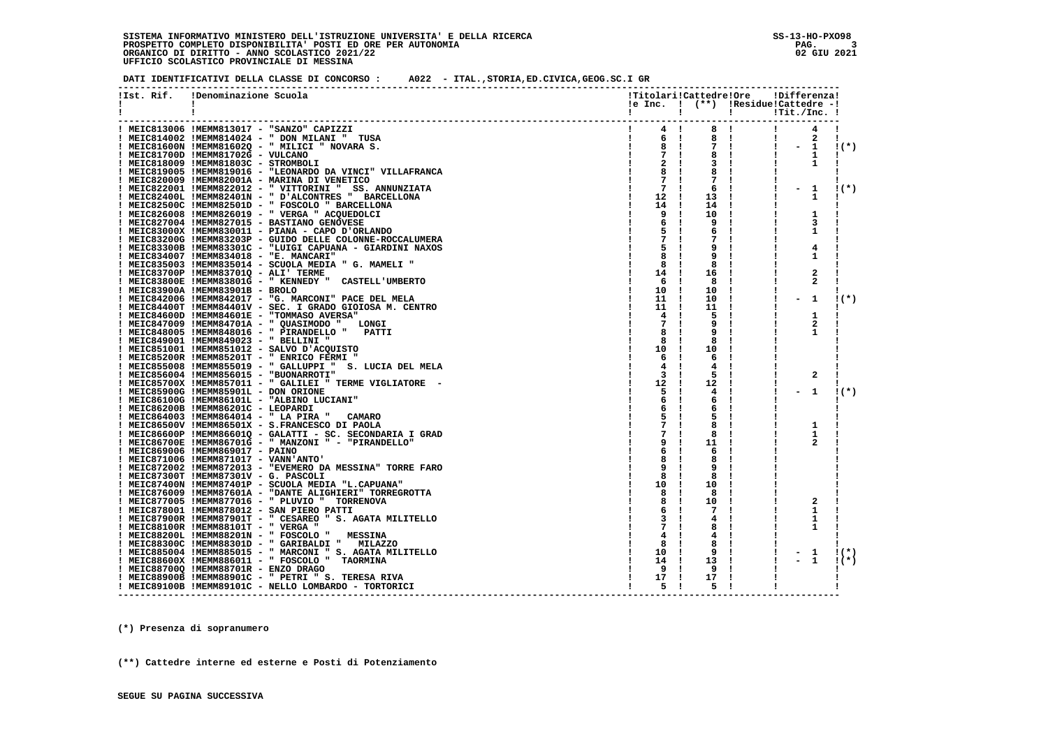SISTEMA INFORMATIVO MINISTERO DELL'ISTRUZIONE UNIVERSITA' E DELLA RICERCA
PROSPETTO COMPLETO DISPONIBILITA' POSTI ED ORE PER AUTONOMIA
ORGANICO DI DIRITTO - ANNO SCOLASTICO 2021/22
UFFICIO SCOLASTICO PROVINCIALE DI MESSINA

SS-13-HO-PXO98
02 GIU 2021

DATI IDENTIFICATIVI DELLA CLASSE DI CONCORSO : A022 - ITAL.,STORIA,ED.CIVICA,GEOG.SC.I GR

| Ist. Rif. | Denominazione Scuola | Titolari e Inc. | Cattedre (**) | Ore Residue | Differenza Cattedre - Tit./Inc. | |
|---|---|---|---|---|---|---|
| MEIC813006 | MEMM813017 - "SANZO" CAPIZZI | 4 | 8 | | 4 | |
| MEIC814002 | MEMM814024 - " DON MILANI " TUSA | 6 | 8 | | 2 | |
| MEIC81600N | MEMM81602Q - " MILICI " NOVARA S. | 8 | 7 | | - 1 | (*) |
| MEIC81700D | MEMM81702G - VULCANO | 7 | 8 | | 1 | |
| MEIC818009 | MEMM81803C - STROMBOLI | 2 | 3 | | 1 | |
| MEIC819005 | MEMM819016 - "LEONARDO DA VINCI" VILLAFRANCA | 8 | 8 | | | |
| MEIC820009 | MEMM82001A - MARINA DI VENETICO | 7 | 7 | | | |
| MEIC822001 | MEMM822012 - " VITTORINI " SS. ANNUNZIATA | 7 | 6 | | - 1 | (*) |
| MEIC82400L | MEMM82401N - " D'ALCONTRES " BARCELLONA | 12 | 13 | | 1 | |
| MEIC82500C | MEMM82501D - " FOSCOLO " BARCELLONA | 14 | 14 | | | |
| MEIC826008 | MEMM826019 - " VERGA " ACQUEDOLCI | 9 | 10 | | 1 | |
| MEIC827004 | MEMM827015 - BASTIANO GENOVESE | 6 | 9 | | 3 | |
| MEIC83000X | MEMM830011 - PIANA - CAPO D'ORLANDO | 5 | 6 | | 1 | |
| MEIC83200G | MEMM83203P - GUIDO DELLE COLONNE-ROCCALUMERA | 7 | 7 | | | |
| MEIC83300B | MEMM83301C - "LUIGI CAPUANA - GIARDINI NAXOS | 5 | 9 | | 4 | |
| MEIC834007 | MEMM834018 - "E. MANCARI" | 8 | 9 | | 1 | |
| MEIC835003 | MEMM835014 - SCUOLA MEDIA " G. MAMELI " | 8 | 8 | | | |
| MEIC83700P | MEMM83701Q - ALI' TERME | 14 | 16 | | 2 | |
| MEIC83800E | MEMM83801G - " KENNEDY " CASTELL'UMBERTO | 6 | 8 | | 2 | |
| MEIC83900A | MEMM83901B - BROLO | 10 | 10 | | | |
| MEIC842006 | MEMM842017 - "G. MARCONI" PACE DEL MELA | 11 | 10 | | - 1 | (*) |
| MEIC84400T | MEMM84401V - SEC. I GRADO GIOIOSA M. CENTRO | 11 | 11 | | | |
| MEIC84600D | MEMM84601E - "TOMMASO AVERSA" | 4 | 5 | | 1 | |
| MEIC847009 | MEMM84701A - " QUASIMODO " LONGI | 7 | 9 | | 2 | |
| MEIC848005 | MEMM848016 - " PIRANDELLO " PATTI | 8 | 9 | | 1 | |
| MEIC849001 | MEMM849023 - " BELLINI " | 8 | 8 | | | |
| MEIC851001 | MEMM851012 - SALVO D'ACQUISTO | 10 | 10 | | | |
| MEIC85200R | MEMM85201T - " ENRICO FERMI " | 6 | 6 | | | |
| MEIC855008 | MEMM855019 - " GALLUPPI " S. LUCIA DEL MELA | 4 | 4 | | | |
| MEIC856004 | MEMM856015 - "BUONARROTI" | 3 | 5 | | 2 | |
| MEIC85700X | MEMM857011 - " GALILEI " TERME VIGLIATORE - | 12 | 12 | | | |
| MEIC85900G | MEMM85901L - DON ORIONE | 5 | 4 | | - 1 | (*) |
| MEIC86100G | MEMM86101L - "ALBINO LUCIANI" | 6 | 6 | | | |
| MEIC86200B | MEMM86201C - LEOPARDI | 6 | 6 | | | |
| MEIC864003 | MEMM864014 - " LA PIRA " CAMARO | 5 | 5 | | | |
| MEIC86500V | MEMM86501X - S.FRANCESCO DI PAOLA | 7 | 8 | | 1 | |
| MEIC86600P | MEMM86601Q - GALATTI - SC. SECONDARIA I GRAD | 7 | 8 | | 1 | |
| MEIC86700E | MEMM86701G - " MANZONI " - "PIRANDELLO" | 9 | 11 | | 2 | |
| MEIC869006 | MEMM869017 - PAINO | 6 | 6 | | | |
| MEIC871006 | MEMM871017 - VANN'ANTO' | 8 | 8 | | | |
| MEIC872002 | MEMM872013 - "EVEMERO DA MESSINA" TORRE FARO | 9 | 9 | | | |
| MEIC87300T | MEMM87301V - G. PASCOLI | 8 | 8 | | | |
| MEIC87400N | MEMM87401P - SCUOLA MEDIA "L.CAPUANA" | 10 | 10 | | | |
| MEIC876009 | MEMM87601A - "DANTE ALIGHIERI" TORREGROTTA | 8 | 8 | | | |
| MEIC877005 | MEMM877016 - " PLUVIO " TORRENOVA | 8 | 10 | | 2 | |
| MEIC878001 | MEMM878012 - SAN PIERO PATTI | 6 | 7 | | 1 | |
| MEIC87900R | MEMM87901T - " CESAREO " S. AGATA MILITELLO | 3 | 4 | | 1 | |
| MEIC88100R | MEMM88101T - " VERGA " | 7 | 8 | | 1 | |
| MEIC88200L | MEMM88201N - " FOSCOLO " MESSINA | 4 | 4 | | | |
| MEIC88300C | MEMM88301D - " GARIBALDI " MILAZZO | 8 | 8 | | | |
| MEIC885004 | MEMM885015 - " MARCONI " S. AGATA MILITELLO | 10 | 9 | | - 1 | (*) |
| MEIC88600X | MEMM886011 - " FOSCOLO " TAORMINA | 14 | 13 | | - 1 | (*) |
| MEIC88700Q | MEMM88701R - ENZO DRAGO | 9 | 9 | | | |
| MEIC88900B | MEMM88901C - " PETRI " S. TERESA RIVA | 17 | 17 | | | |
| MEIC89100B | MEMM89101C - NELLO LOMBARDO - TORTORICI | 5 | 5 | | | |

(*) Presenza di sopranumero

(**) Cattedre interne ed esterne e Posti di Potenziamento

SEGUE SU PAGINA SUCCESSIVA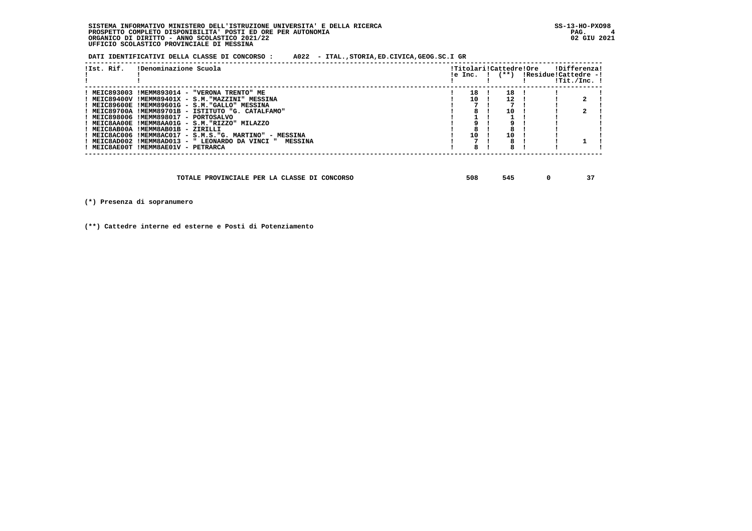SISTEMA INFORMATIVO MINISTERO DELL'ISTRUZIONE UNIVERSITA' E DELLA RICERCA
PROSPETTO COMPLETO DISPONIBILITA' POSTI ED ORE PER AUTONOMIA
ORGANICO DI DIRITTO - ANNO SCOLASTICO 2021/22
UFFICIO SCOLASTICO PROVINCIALE DI MESSINA

SS-13-HO-PXO98
02 GIU 2021

DATI IDENTIFICATIVI DELLA CLASSE DI CONCORSO : A022 - ITAL.,STORIA,ED.CIVICA,GEOG.SC.I GR

| Ist. Rif. | Denominazione Scuola | Titolari e Inc. | Cattedre (**) | Ore Residue | Differenza Cattedre - Tit./Inc. |
|---|---|---|---|---|---|
| MEIC893003 | MEMM893014 - "VERONA TRENTO" ME | 18 | 18 | | |
| MEIC89400V | MEMM89401X - S.M."MAZZINI" MESSINA | 10 | 12 | | 2 |
| MEIC89600E | MEMM89601G - S.M."GALLO" MESSINA | 7 | 7 | | |
| MEIC89700A | MEMM89701B - ISTITUTO "G. CATALFAMO" | 8 | 10 | | 2 |
| MEIC898006 | MEMM898017 - PORTOSALVO | 1 | 1 | | |
| MEIC8AA00E | MEMM8AA01G - S.M."RIZZO" MILAZZO | 9 | 9 | | |
| MEIC8AB00A | MEMM8AB01B - ZIRILLI | 8 | 8 | | |
| MEIC8AC006 | MEMM8AC017 - S.M.S."G. MARTINO" - MESSINA | 10 | 10 | | |
| MEIC8AD002 | MEMM8AD013 - " LEONARDO DA VINCI " MESSINA | 7 | 8 | | 1 |
| MEIC8AE00T | MEMM8AE01V - PETRARCA | 8 | 8 | | |

| | Titolari e Inc. | Cattedre | Ore Residue | Differenza |
|---|---|---|---|---|
| TOTALE PROVINCIALE PER LA CLASSE DI CONCORSO | 508 | 545 | 0 | 37 |

(*) Presenza di sopranumero

(**) Cattedre interne ed esterne e Posti di Potenziamento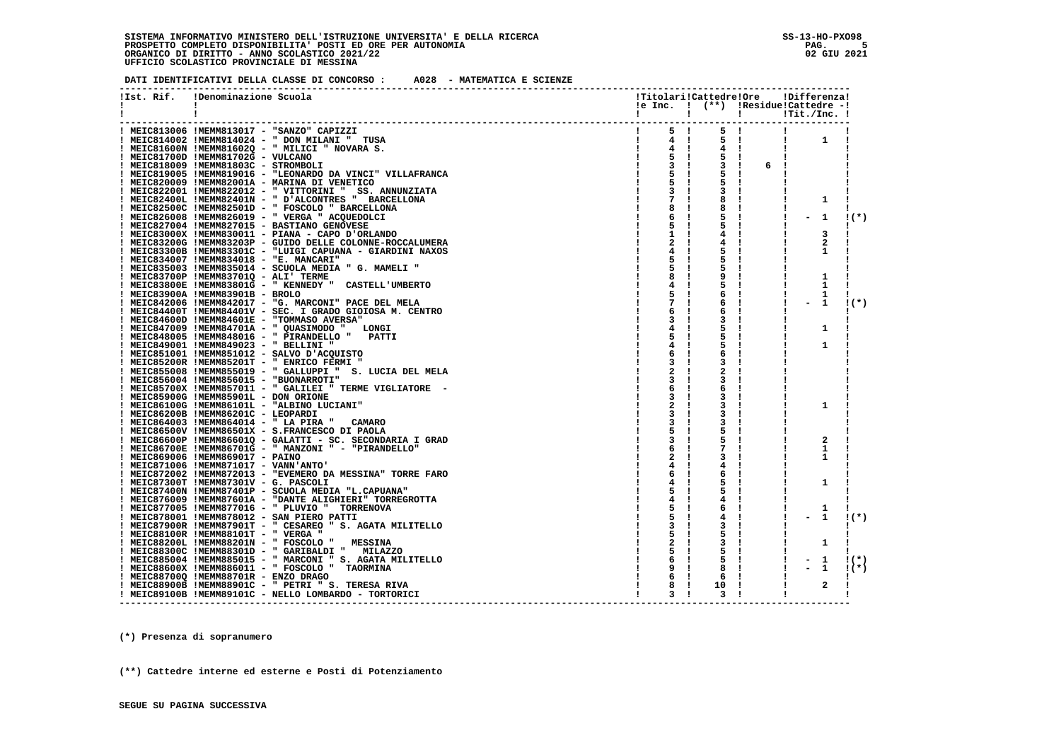**SISTEMA INFORMATIVO MINISTERO DELL'ISTRUZIONE UNIVERSITA' E DELLA RICERCA**
**PROSPETTO COMPLETO DISPONIBILITA' POSTI ED ORE PER AUTONOMIA**
**ORGANICO DI DIRITTO - ANNO SCOLASTICO 2021/22**
**UFFICIO SCOLASTICO PROVINCIALE DI MESSINA**

SS-13-HO-PXO98
02 GIU 2021

**DATI IDENTIFICATIVI DELLA CLASSE DI CONCORSO : A028 - MATEMATICA E SCIENZE**

| Ist. Rif. | Denominazione Scuola | Titolari e Inc. | Cattedre (**) | Ore Residue | Differenza Cattedre - Tit./Inc. | |
|---|---|---|---|---|---|---|
| MEIC813006 | MEMM813017 - "SANZO" CAPIZZI | 5 | 5 | | | |
| MEIC814002 | MEMM814024 - " DON MILANI " TUSA | 4 | 5 | | 1 | |
| MEIC81600N | MEMM81602Q - " MILICI " NOVARA S. | 4 | 4 | | | |
| MEIC81700D | MEMM81702G - VULCANO | 5 | 5 | | | |
| MEIC818009 | MEMM81803C - STROMBOLI | 3 | 3 | 6 | | |
| MEIC819005 | MEMM819016 - "LEONARDO DA VINCI" VILLAFRANCA | 5 | 5 | | | |
| MEIC820009 | MEMM82001A - MARINA DI VENETICO | 5 | 5 | | | |
| MEIC822001 | MEMM822012 - " VITTORINI " SS. ANNUNZIATA | 3 | 3 | | | |
| MEIC82400L | MEMM82401N - " D'ALCONTRES " BARCELLONA | 7 | 8 | | 1 | |
| MEIC82500C | MEMM82501D - " FOSCOLO " BARCELLONA | 8 | 8 | | | |
| MEIC826008 | MEMM826019 - " VERGA " ACQUEDOLCI | 6 | 5 | | - 1 | (*) |
| MEIC827004 | MEMM827015 - BASTIANO GENOVESE | 5 | 5 | | | |
| MEIC83000X | MEMM830011 - PIANA - CAPO D'ORLANDO | 1 | 4 | | 3 | |
| MEIC83200G | MEMM83203P - GUIDO DELLE COLONNE-ROCCALUMERA | 2 | 4 | | 2 | |
| MEIC83300B | MEMM83301C - "LUIGI CAPUANA - GIARDINI NAXOS | 4 | 5 | | 1 | |
| MEIC834007 | MEMM834018 - "E. MANCARI" | 5 | 5 | | | |
| MEIC835003 | MEMM835014 - SCUOLA MEDIA " G. MAMELI " | 5 | 5 | | | |
| MEIC83700P | MEMM83701Q - ALI' TERME | 8 | 9 | | 1 | |
| MEIC83800E | MEMM83801G - " KENNEDY " CASTELL'UMBERTO | 4 | 5 | | 1 | |
| MEIC83900A | MEMM83901B - BROLO | 5 | 6 | | 1 | |
| MEIC842006 | MEMM842017 - "G. MARCONI" PACE DEL MELA | 7 | 6 | | - 1 | (*) |
| MEIC84400T | MEMM84401V - SEC. I GRADO GIOIOSA M. CENTRO | 6 | 6 | | | |
| MEIC84600D | MEMM84601E - "TOMMASO AVERSA" | 3 | 3 | | | |
| MEIC847009 | MEMM84701A - " QUASIMODO " LONGI | 4 | 5 | | 1 | |
| MEIC848005 | MEMM848016 - " PIRANDELLO " PATTI | 5 | 5 | | | |
| MEIC849001 | MEMM849023 - " BELLINI " | 4 | 5 | | 1 | |
| MEIC851001 | MEMM851012 - SALVO D'ACQUISTO | 6 | 6 | | | |
| MEIC85200R | MEMM85201T - " ENRICO FERMI " | 3 | 3 | | | |
| MEIC855008 | MEMM855019 - " GALLUPPI " S. LUCIA DEL MELA | 2 | 2 | | | |
| MEIC856004 | MEMM856015 - "BUONARROTI" | 3 | 3 | | | |
| MEIC85700X | MEMM857011 - " GALILEI " TERME VIGLIATORE - | 6 | 6 | | | |
| MEIC85900G | MEMM85901L - DON ORIONE | 3 | 3 | | | |
| MEIC86100G | MEMM86101L - "ALBINO LUCIANI" | 2 | 3 | | 1 | |
| MEIC86200B | MEMM86201C - LEOPARDI | 3 | 3 | | | |
| MEIC864003 | MEMM864014 - " LA PIRA " CAMARO | 3 | 3 | | | |
| MEIC86500V | MEMM86501X - S.FRANCESCO DI PAOLA | 5 | 5 | | | |
| MEIC86600P | MEMM86601Q - GALATTI - SC. SECONDARIA I GRAD | 3 | 5 | | 2 | |
| MEIC86700E | MEMM86701G - " MANZONI " - "PIRANDELLO" | 6 | 7 | | 1 | |
| MEIC869006 | MEMM869017 - PAINO | 2 | 3 | | 1 | |
| MEIC871006 | MEMM871017 - VANN'ANTO' | 4 | 4 | | | |
| MEIC872002 | MEMM872013 - "EVEMERO DA MESSINA" TORRE FARO | 6 | 6 | | | |
| MEIC87300T | MEMM87301V - G. PASCOLI | 4 | 5 | | 1 | |
| MEIC87400N | MEMM87401P - SCUOLA MEDIA "L.CAPUANA" | 5 | 5 | | | |
| MEIC876009 | MEMM87601A - "DANTE ALIGHIERI" TORREGROTTA | 4 | 4 | | | |
| MEIC877005 | MEMM877016 - " PLUVIO " TORRENOVA | 5 | 6 | | 1 | |
| MEIC878001 | MEMM878012 - SAN PIERO PATTI | 5 | 4 | | - 1 | (*) |
| MEIC87900R | MEMM87901T - " CESAREO " S. AGATA MILITELLO | 3 | 3 | | | |
| MEIC88100R | MEMM88101T - " VERGA " | 5 | 5 | | | |
| MEIC88200L | MEMM88201N - " FOSCOLO " MESSINA | 2 | 3 | | 1 | |
| MEIC88300C | MEMM88301D - " GARIBALDI " MILAZZO | 5 | 5 | | | |
| MEIC885004 | MEMM885015 - " MARCONI " S. AGATA MILITELLO | 6 | 5 | | - 1 | (*) |
| MEIC88600X | MEMM886011 - " FOSCOLO " TAORMINA | 9 | 8 | | - 1 | (*) |
| MEIC88700Q | MEMM88701R - ENZO DRAGO | 6 | 6 | | | |
| MEIC88900B | MEMM88901C - " PETRI " S. TERESA RIVA | 8 | 10 | | 2 | |
| MEIC89100B | MEMM89101C - NELLO LOMBARDO - TORTORICI | 3 | 3 | | | |

**(*) Presenza di sopranumero**

**(**) Cattedre interne ed esterne e Posti di Potenziamento**

**SEGUE SU PAGINA SUCCESSIVA**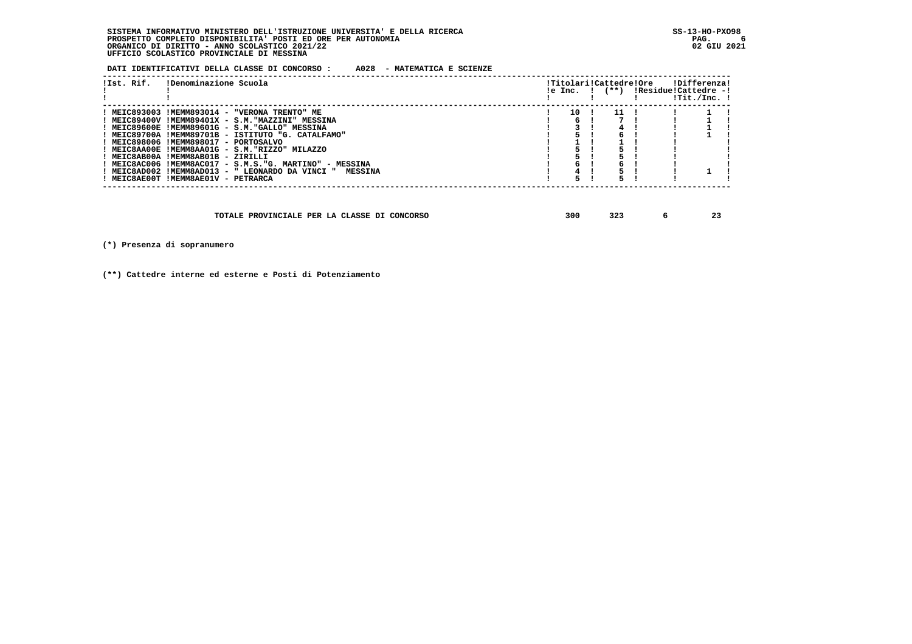SISTEMA INFORMATIVO MINISTERO DELL'ISTRUZIONE UNIVERSITA' E DELLA RICERCA
PROSPETTO COMPLETO DISPONIBILITA' POSTI ED ORE PER AUTONOMIA
ORGANICO DI DIRITTO - ANNO SCOLASTICO 2021/22
UFFICIO SCOLASTICO PROVINCIALE DI MESSINA

SS-13-HO-PXO98
02 GIU 2021

**DATI IDENTIFICATIVI DELLA CLASSE DI CONCORSO : A028 - MATEMATICA E SCIENZE**

| Ist. Rif. | Denominazione Scuola | Titolari e Inc. | Cattedre (**) | Ore Residue | Differenza Cattedre - Tit./Inc. |
|---|---|---|---|---|---|
| MEIC893003 | MEMM893014 - "VERONA TRENTO" ME | 10 | 11 | | 1 |
| MEIC89400V | MEMM89401X - S.M."MAZZINI" MESSINA | 6 | 7 | | 1 |
| MEIC89600E | MEMM89601G - S.M."GALLO" MESSINA | 3 | 4 | | 1 |
| MEIC89700A | MEMM89701B - ISTITUTO "G. CATALFAMO" | 5 | 6 | | 1 |
| MEIC898006 | MEMM898017 - PORTOSALVO | 1 | 1 | | |
| MEIC8AA00E | MEMM8AA01G - S.M."RIZZO" MILAZZO | 5 | 5 | | |
| MEIC8AB00A | MEMM8AB01B - ZIRILLI | 5 | 5 | | |
| MEIC8AC006 | MEMM8AC017 - S.M.S."G. MARTINO" - MESSINA | 6 | 6 | | |
| MEIC8AD002 | MEMM8AD013 - " LEONARDO DA VINCI " MESSINA | 4 | 5 | | 1 |
| MEIC8AE00T | MEMM8AE01V - PETRARCA | 5 | 5 | | |

| | Titolari e Inc. | Cattedre (**) | Ore Residue | Differenza Cattedre - Tit./Inc. |
|---|---|---|---|---|
| TOTALE PROVINCIALE PER LA CLASSE DI CONCORSO | 300 | 323 | 6 | 23 |

(*) Presenza di sopranumero

(**) Cattedre interne ed esterne e Posti di Potenziamento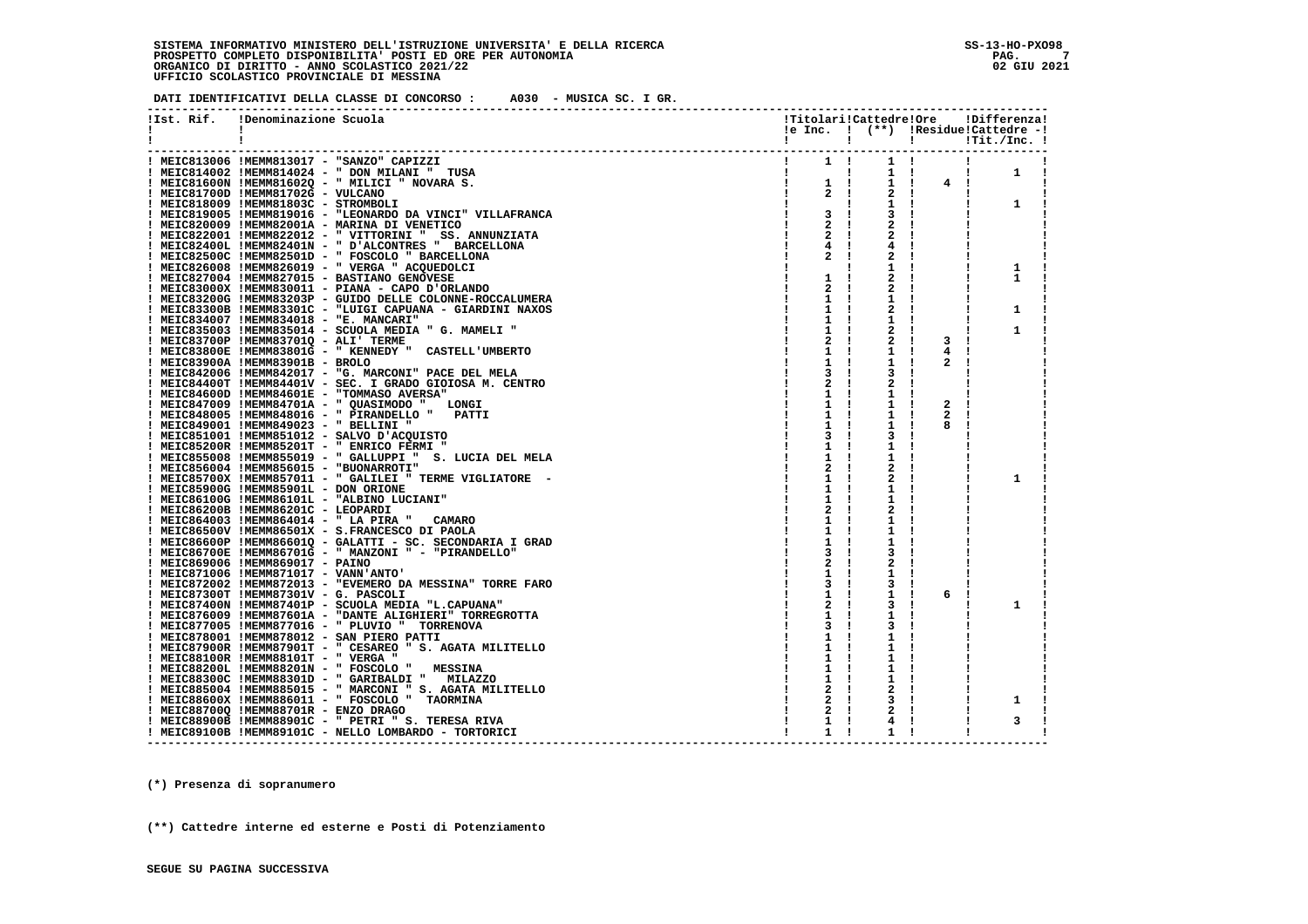**SISTEMA INFORMATIVO MINISTERO DELL'ISTRUZIONE UNIVERSITA' E DELLA RICERCA**
**PROSPETTO COMPLETO DISPONIBILITA' POSTI ED ORE PER AUTONOMIA**
**ORGANICO DI DIRITTO - ANNO SCOLASTICO 2021/22**
**UFFICIO SCOLASTICO PROVINCIALE DI MESSINA**

SS-13-HO-PXO98
02 GIU 2021

**DATI IDENTIFICATIVI DELLA CLASSE DI CONCORSO : A030 - MUSICA SC. I GR.**

| Ist. Rif. | Denominazione Scuola | Titolari e Inc. | Cattedre (**) | Ore Residue | Differenza Cattedre - Tit./Inc. |
|---|---|---|---|---|---|
| MEIC813006 | MEMM813017 - "SANZO" CAPIZZI | 1 | 1 | | |
| MEIC814002 | MEMM814024 - " DON MILANI " TUSA | | 1 | | 1 |
| MEIC81600N | MEMM81602Q - " MILICI " NOVARA S. | 1 | 1 | 4 | |
| MEIC81700D | MEMM81702G - VULCANO | 2 | 2 | | |
| MEIC818009 | MEMM81803C - STROMBOLI | | 1 | | 1 |
| MEIC819005 | MEMM819016 - "LEONARDO DA VINCI" VILLAFRANCA | 3 | 3 | | |
| MEIC820009 | MEMM82001A - MARINA DI VENETICO | 2 | 2 | | |
| MEIC822001 | MEMM822012 - " VITTORINI " SS. ANNUNZIATA | 2 | 2 | | |
| MEIC82400L | MEMM82401N - " D'ALCONTRES " BARCELLONA | 4 | 4 | | |
| MEIC82500C | MEMM82501D - " FOSCOLO " BARCELLONA | 2 | 2 | | |
| MEIC826008 | MEMM826019 - " VERGA " ACQUEDOLCI | | 1 | | 1 |
| MEIC827004 | MEMM827015 - BASTIANO GENOVESE | 1 | 2 | | 1 |
| MEIC83000X | MEMM830011 - PIANA - CAPO D'ORLANDO | 2 | 2 | | |
| MEIC83200G | MEMM83203P - GUIDO DELLE COLONNE-ROCCALUMERA | 1 | 1 | | |
| MEIC83300B | MEMM83301C - "LUIGI CAPUANA - GIARDINI NAXOS | 1 | 2 | | 1 |
| MEIC834007 | MEMM834018 - "E. MANCARI" | 1 | 1 | | |
| MEIC835003 | MEMM835014 - SCUOLA MEDIA " G. MAMELI " | 1 | 2 | | 1 |
| MEIC83700P | MEMM83701Q - ALI' TERME | 2 | 2 | 3 | |
| MEIC83800E | MEMM83801G - " KENNEDY " CASTELL'UMBERTO | 1 | 1 | 4 | |
| MEIC83900A | MEMM83901B - BROLO | 1 | 1 | 2 | |
| MEIC842006 | MEMM842017 - "G. MARCONI" PACE DEL MELA | 3 | 3 | | |
| MEIC84400T | MEMM84401V - SEC. I GRADO GIOIOSA M. CENTRO | 2 | 2 | | |
| MEIC84600D | MEMM84601E - "TOMMASO AVERSA" | 1 | 1 | | |
| MEIC847009 | MEMM84701A - " QUASIMODO " LONGI | 1 | 1 | 2 | |
| MEIC848005 | MEMM848016 - " PIRANDELLO " PATTI | 1 | 1 | 2 | |
| MEIC849001 | MEMM849023 - " BELLINI " | 1 | 1 | 8 | |
| MEIC851001 | MEMM851012 - SALVO D'ACQUISTO | 3 | 3 | | |
| MEIC85200R | MEMM85201T - " ENRICO FERMI " | 1 | 1 | | |
| MEIC855008 | MEMM855019 - " GALLUPPI " S. LUCIA DEL MELA | 1 | 1 | | |
| MEIC856004 | MEMM856015 - "BUONARROTI" | 2 | 2 | | |
| MEIC85700X | MEMM857011 - " GALILEI " TERME VIGLIATORE - | 1 | 2 | | 1 |
| MEIC85900G | MEMM85901L - DON ORIONE | 1 | 1 | | |
| MEIC86100G | MEMM86101L - "ALBINO LUCIANI" | 1 | 1 | | |
| MEIC86200B | MEMM86201C - LEOPARDI | 2 | 2 | | |
| MEIC864003 | MEMM864014 - " LA PIRA " CAMARO | 1 | 1 | | |
| MEIC86500V | MEMM86501X - S.FRANCESCO DI PAOLA | 1 | 1 | | |
| MEIC86600P | MEMM86601Q - GALATTI - SC. SECONDARIA I GRAD | 1 | 1 | | |
| MEIC86700E | MEMM86701G - " MANZONI " - "PIRANDELLO" | 3 | 3 | | |
| MEIC869006 | MEMM869017 - PAINO | 2 | 2 | | |
| MEIC871006 | MEMM871017 - VANN'ANTO' | 1 | 1 | | |
| MEIC872002 | MEMM872013 - "EVEMERO DA MESSINA" TORRE FARO | 3 | 3 | | |
| MEIC87300T | MEMM87301V - G. PASCOLI | 1 | 1 | 6 | |
| MEIC87400N | MEMM87401P - SCUOLA MEDIA "L.CAPUANA" | 2 | 3 | | 1 |
| MEIC876009 | MEMM87601A - "DANTE ALIGHIERI" TORREGROTTA | 1 | 1 | | |
| MEIC877005 | MEMM877016 - " PLUVIO " TORRENOVA | 3 | 3 | | |
| MEIC878001 | MEMM878012 - SAN PIERO PATTI | 1 | 1 | | |
| MEIC87900R | MEMM87901T - " CESAREO " S. AGATA MILITELLO | 1 | 1 | | |
| MEIC88100R | MEMM88101T - " VERGA " | 1 | 1 | | |
| MEIC88200L | MEMM88201N - " FOSCOLO " MESSINA | 1 | 1 | | |
| MEIC88300C | MEMM88301D - " GARIBALDI " MILAZZO | 1 | 1 | | |
| MEIC885004 | MEMM885015 - " MARCONI " S. AGATA MILITELLO | 2 | 2 | | |
| MEIC88600X | MEMM886011 - " FOSCOLO " TAORMINA | 2 | 3 | | 1 |
| MEIC88700Q | MEMM88701R - ENZO DRAGO | 2 | 2 | | |
| MEIC88900B | MEMM88901C - " PETRI " S. TERESA RIVA | 1 | 4 | | 3 |
| MEIC89100B | MEMM89101C - NELLO LOMBARDO - TORTORICI | 1 | 1 | | |

(*) Presenza di sopranumero

(**) Cattedre interne ed esterne e Posti di Potenziamento

SEGUE SU PAGINA SUCCESSIVA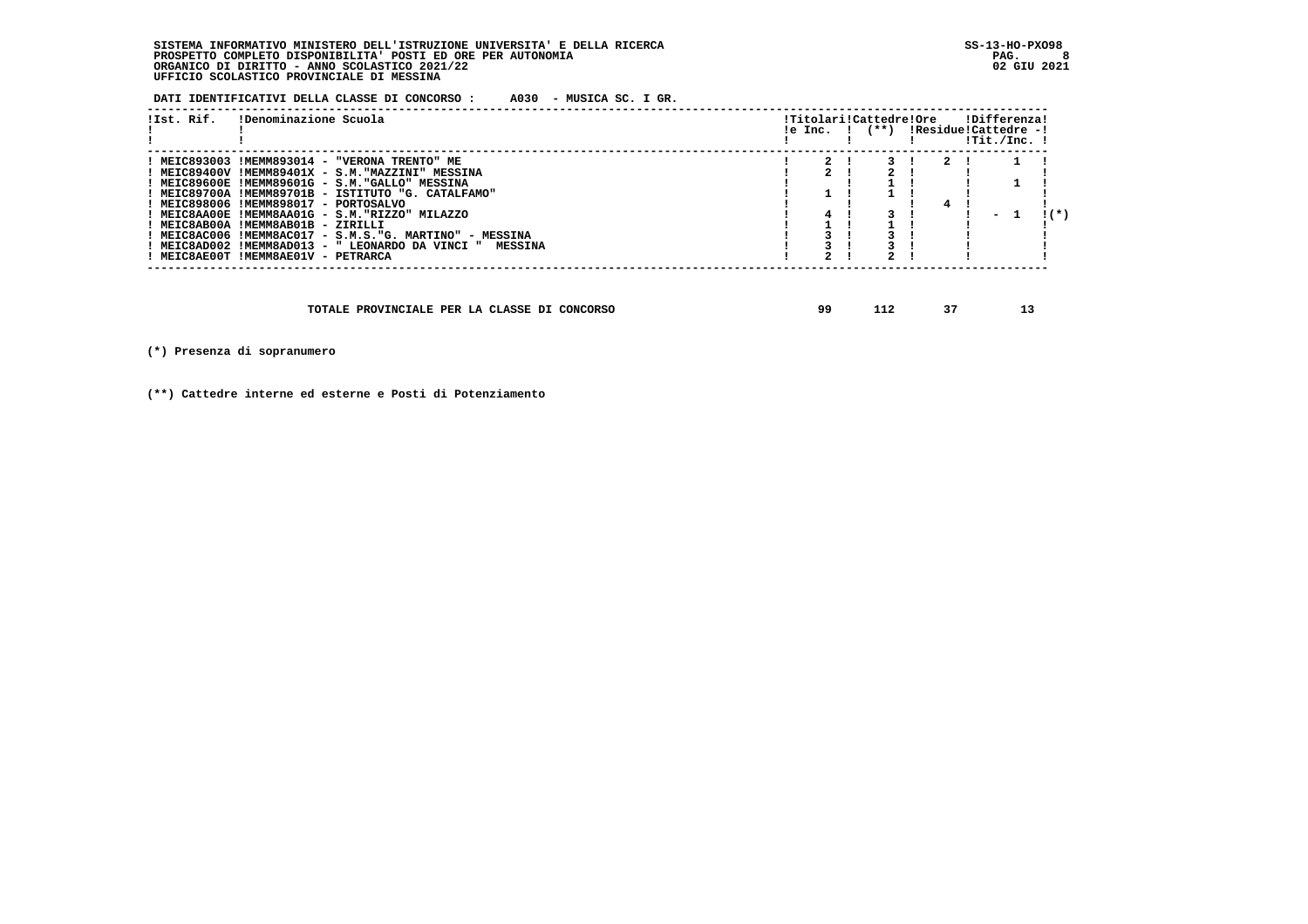**DATI IDENTIFICATIVI DELLA CLASSE DI CONCORSO : A030 - MUSICA SC. I GR.**

| Ist. Rif. | Denominazione Scuola | Titolari e Inc. | Cattedre (**) | Ore Residue | Differenza Cattedre - Tit./Inc. | |
|---|---|---|---|---|---|---|
| MEIC893003 | MEMM893014 - "VERONA TRENTO" ME | 2 | 3 | 2 | 1 | |
| MEIC89400V | MEMM89401X - S.M."MAZZINI" MESSINA | 2 | 2 | | | |
| MEIC89600E | MEMM89601G - S.M."GALLO" MESSINA | | 1 | | 1 | |
| MEIC89700A | MEMM89701B - ISTITUTO "G. CATALFAMO" | 1 | 1 | | | |
| MEIC898006 | MEMM898017 - PORTOSALVO | | | 4 | | |
| MEIC8AA00E | MEMM8AA01G - S.M."RIZZO" MILAZZO | 4 | 3 | | - 1 | (*) |
| MEIC8AB00A | MEMM8AB01B - ZIRILLI | 1 | 1 | | | |
| MEIC8AC006 | MEMM8AC017 - S.M.S."G. MARTINO" - MESSINA | 3 | 3 | | | |
| MEIC8AD002 | MEMM8AD013 - " LEONARDO DA VINCI " MESSINA | 3 | 3 | | | |
| MEIC8AE00T | MEMM8AE01V - PETRARCA | 2 | 2 | | | |

| | Titolari e Inc. | Cattedre (**) | Ore Residue | Differenza Cattedre - Tit./Inc. |
|---|---|---|---|---|
| TOTALE PROVINCIALE PER LA CLASSE DI CONCORSO | 99 | 112 | 37 | 13 |

(*) Presenza di sopranumero

(**) Cattedre interne ed esterne e Posti di Potenziamento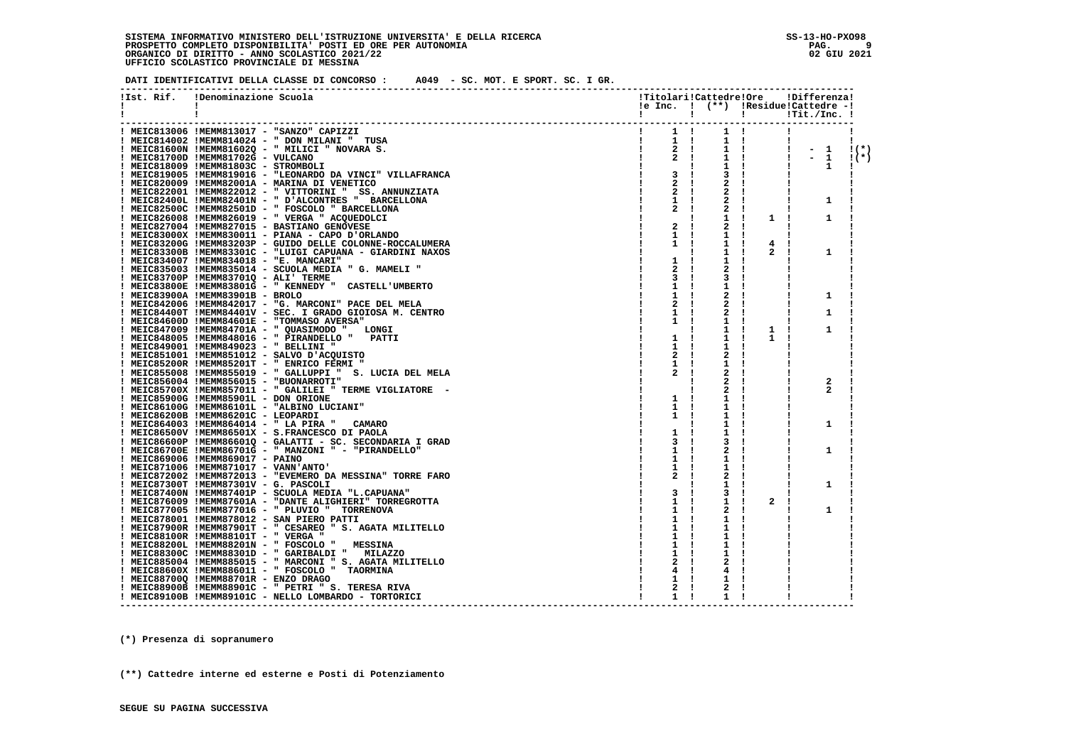SISTEMA INFORMATIVO MINISTERO DELL'ISTRUZIONE UNIVERSITA' E DELLA RICERCA
PROSPETTO COMPLETO DISPONIBILITA' POSTI ED ORE PER AUTONOMIA
ORGANICO DI DIRITTO - ANNO SCOLASTICO 2021/22
UFFICIO SCOLASTICO PROVINCIALE DI MESSINA

SS-13-HO-PXO98
02 GIU 2021

**DATI IDENTIFICATIVI DELLA CLASSE DI CONCORSO : A049 - SC. MOT. E SPORT. SC. I GR.**

| Ist. Rif. | Denominazione Scuola | Titolari e Inc. | Cattedre (**) | Ore Residue | Differenza Cattedre - Tit./Inc. | |
|---|---|---|---|---|---|---|
| MEIC813006 | MEMM813017 - "SANZO" CAPIZZI | 1 | 1 | | | |
| MEIC814002 | MEMM814024 - " DON MILANI " TUSA | 1 | 1 | | | |
| MEIC81600N | MEMM81602Q - " MILICI " NOVARA S. | 2 | 1 | | - 1 | (*) |
| MEIC81700D | MEMM81702G - VULCANO | 2 | 1 | | - 1 | (*) |
| MEIC818009 | MEMM81803C - STROMBOLI | | 1 | | 1 | |
| MEIC819005 | MEMM819016 - "LEONARDO DA VINCI" VILLAFRANCA | 3 | 3 | | | |
| MEIC820009 | MEMM82001A - MARINA DI VENETICO | 2 | 2 | | | |
| MEIC822001 | MEMM822012 - " VITTORINI " SS. ANNUNZIATA | 2 | 2 | | | |
| MEIC82400L | MEMM82401N - " D'ALCONTRES " BARCELLONA | 1 | 2 | | 1 | |
| MEIC82500C | MEMM82501D - " FOSCOLO " BARCELLONA | 2 | 2 | | | |
| MEIC826008 | MEMM826019 - " VERGA " ACQUEDOLCI | | 1 | 1 | 1 | |
| MEIC827004 | MEMM827015 - BASTIANO GENOVESE | 2 | 2 | | | |
| MEIC83000X | MEMM830011 - PIANA - CAPO D'ORLANDO | 1 | 1 | | | |
| MEIC83200G | MEMM83203P - GUIDO DELLE COLONNE-ROCCALUMERA | 1 | 1 | 4 | | |
| MEIC83300B | MEMM83301C - "LUIGI CAPUANA - GIARDINI NAXOS | | 1 | 2 | 1 | |
| MEIC834007 | MEMM834018 - "E. MANCARI" | 1 | 1 | | | |
| MEIC835003 | MEMM835014 - SCUOLA MEDIA " G. MAMELI " | 2 | 2 | | | |
| MEIC83700P | MEMM83701Q - ALI' TERME | 3 | 3 | | | |
| MEIC83800E | MEMM83801G - " KENNEDY " CASTELL'UMBERTO | 1 | 1 | | | |
| MEIC83900A | MEMM83901B - BROLO | 1 | 2 | | 1 | |
| MEIC842006 | MEMM842017 - "G. MARCONI" PACE DEL MELA | 2 | 2 | | | |
| MEIC84400T | MEMM84401V - SEC. I GRADO GIOIOSA M. CENTRO | 1 | 2 | | 1 | |
| MEIC84600D | MEMM84601E - "TOMMASO AVERSA" | 1 | 1 | | | |
| MEIC847009 | MEMM84701A - " QUASIMODO " LONGI | | 1 | 1 | 1 | |
| MEIC848005 | MEMM848016 - " PIRANDELLO " PATTI | 1 | 1 | 1 | | |
| MEIC849001 | MEMM849023 - " BELLINI " | 1 | 1 | | | |
| MEIC851001 | MEMM851012 - SALVO D'ACQUISTO | 2 | 2 | | | |
| MEIC85200R | MEMM85201T - " ENRICO FERMI " | 1 | 1 | | | |
| MEIC855008 | MEMM855019 - " GALLUPPI " S. LUCIA DEL MELA | 2 | 2 | | | |
| MEIC856004 | MEMM856015 - "BUONARROTI" | | 2 | | 2 | |
| MEIC85700X | MEMM857011 - " GALILEI " TERME VIGLIATORE - | | 2 | | 2 | |
| MEIC85900G | MEMM85901L - DON ORIONE | 1 | 1 | | | |
| MEIC86100G | MEMM86101L - "ALBINO LUCIANI" | 1 | 1 | | | |
| MEIC86200B | MEMM86201C - LEOPARDI | 1 | 1 | | | |
| MEIC864003 | MEMM864014 - " LA PIRA " CAMARO | | 1 | | 1 | |
| MEIC86500V | MEMM86501X - S.FRANCESCO DI PAOLA | 1 | 1 | | | |
| MEIC86600P | MEMM86601Q - GALATTI - SC. SECONDARIA I GRAD | 3 | 3 | | | |
| MEIC86700E | MEMM86701G - " MANZONI " - "PIRANDELLO" | 1 | 2 | | 1 | |
| MEIC869006 | MEMM869017 - PAINO | 1 | 1 | | | |
| MEIC871006 | MEMM871017 - VANN'ANTO' | 1 | 1 | | | |
| MEIC872002 | MEMM872013 - "EVEMERO DA MESSINA" TORRE FARO | 2 | 2 | | | |
| MEIC87300T | MEMM87301V - G. PASCOLI | | 1 | | 1 | |
| MEIC87400N | MEMM87401P - SCUOLA MEDIA "L.CAPUANA" | 3 | 3 | | | |
| MEIC876009 | MEMM87601A - "DANTE ALIGHIERI" TORREGROTTA | 1 | 1 | 2 | | |
| MEIC877005 | MEMM877016 - " PLUVIO " TORRENOVA | 1 | 2 | | 1 | |
| MEIC878001 | MEMM878012 - SAN PIERO PATTI | 1 | 1 | | | |
| MEIC87900R | MEMM87901T - " CESAREO " S. AGATA MILITELLO | 1 | 1 | | | |
| MEIC88100R | MEMM88101T - " VERGA " | 1 | 1 | | | |
| MEIC88200L | MEMM88201N - " FOSCOLO " MESSINA | 1 | 1 | | | |
| MEIC88300C | MEMM88301D - " GARIBALDI " MILAZZO | 1 | 1 | | | |
| MEIC885004 | MEMM885015 - " MARCONI " S. AGATA MILITELLO | 2 | 2 | | | |
| MEIC88600X | MEMM886011 - " FOSCOLO " TAORMINA | 4 | 4 | | | |
| MEIC88700Q | MEMM88701R - ENZO DRAGO | 1 | 1 | | | |
| MEIC88900B | MEMM88901C - " PETRI " S. TERESA RIVA | 2 | 2 | | | |
| MEIC89100B | MEMM89101C - NELLO LOMBARDO - TORTORICI | 1 | 1 | | | |

**(*) Presenza di sopranumero**

**(**) Cattedre interne ed esterne e Posti di Potenziamento**

**SEGUE SU PAGINA SUCCESSIVA**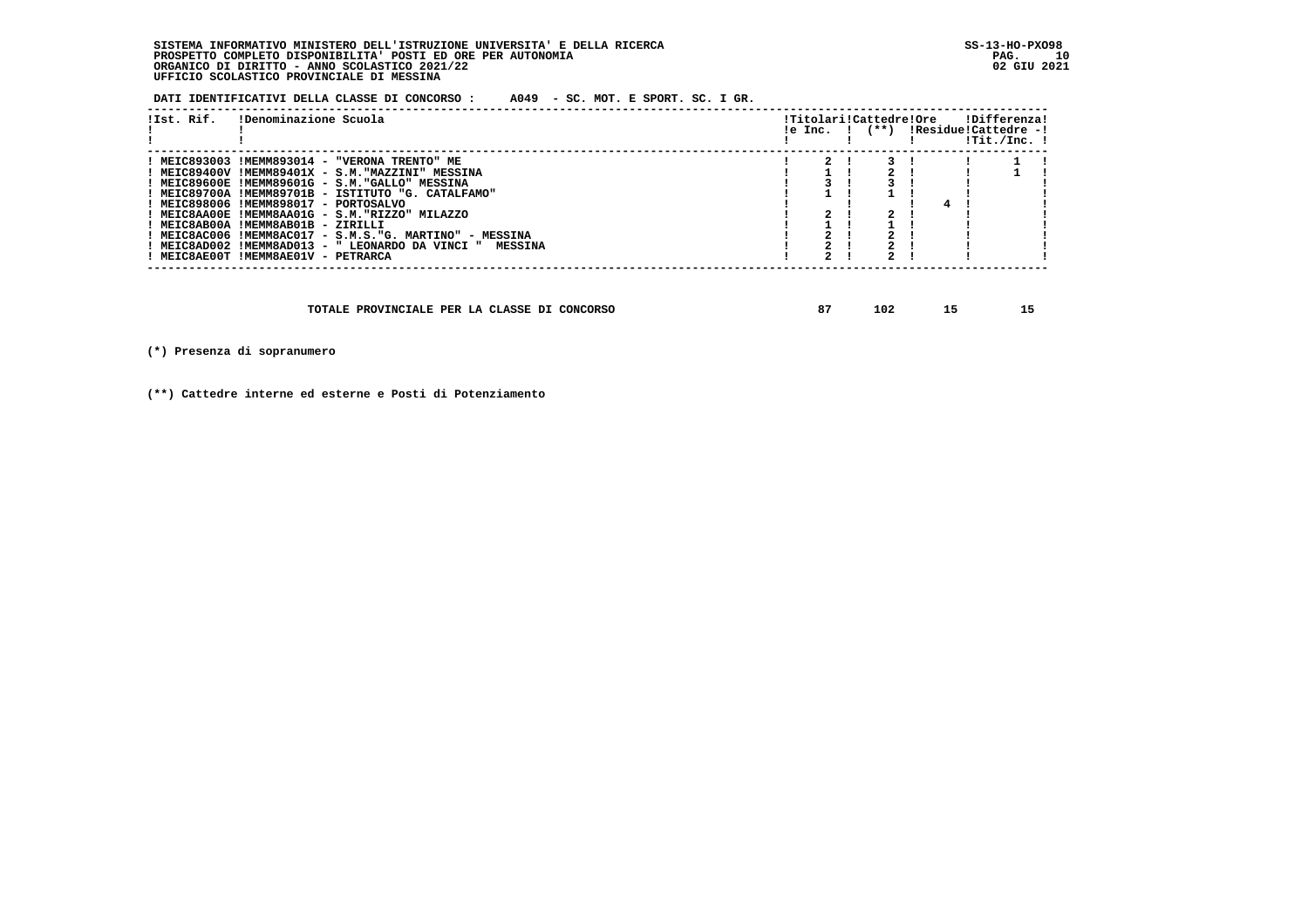SISTEMA INFORMATIVO MINISTERO DELL'ISTRUZIONE UNIVERSITA' E DELLA RICERCA
PROSPETTO COMPLETO DISPONIBILITA' POSTI ED ORE PER AUTONOMIA
ORGANICO DI DIRITTO - ANNO SCOLASTICO 2021/22
UFFICIO SCOLASTICO PROVINCIALE DI MESSINA

SS-13-HO-PXO98
02 GIU 2021

**DATI IDENTIFICATIVI DELLA CLASSE DI CONCORSO : A049 - SC. MOT. E SPORT. SC. I GR.**

| Ist. Rif. | Denominazione Scuola | Titolari e Inc. | Cattedre (**) | Ore Residue | Differenza Cattedre - Tit./Inc. |
|---|---|---|---|---|---|
| MEIC893003 | MEMM893014 - "VERONA TRENTO" ME | 2 | 3 | | 1 |
| MEIC89400V | MEMM89401X - S.M."MAZZINI" MESSINA | 1 | 2 | | 1 |
| MEIC89600E | MEMM89601G - S.M."GALLO" MESSINA | 3 | 3 | | |
| MEIC89700A | MEMM89701B - ISTITUTO "G. CATALFAMO" | 1 | 1 | | |
| MEIC898006 | MEMM898017 - PORTOSALVO | | | 4 | |
| MEIC8AA00E | MEMM8AA01G - S.M."RIZZO" MILAZZO | 2 | 2 | | |
| MEIC8AB00A | MEMM8AB01B - ZIRILLI | 1 | 1 | | |
| MEIC8AC006 | MEMM8AC017 - S.M.S."G. MARTINO" - MESSINA | 2 | 2 | | |
| MEIC8AD002 | MEMM8AD013 - " LEONARDO DA VINCI " MESSINA | 2 | 2 | | |
| MEIC8AE00T | MEMM8AE01V - PETRARCA | 2 | 2 | | |

| | Titolari e Inc. | Cattedre (**) | Ore Residue | Differenza |
|---|---|---|---|---|
| TOTALE PROVINCIALE PER LA CLASSE DI CONCORSO | 87 | 102 | 15 | 15 |

(*) Presenza di sopranumero

(**) Cattedre interne ed esterne e Posti di Potenziamento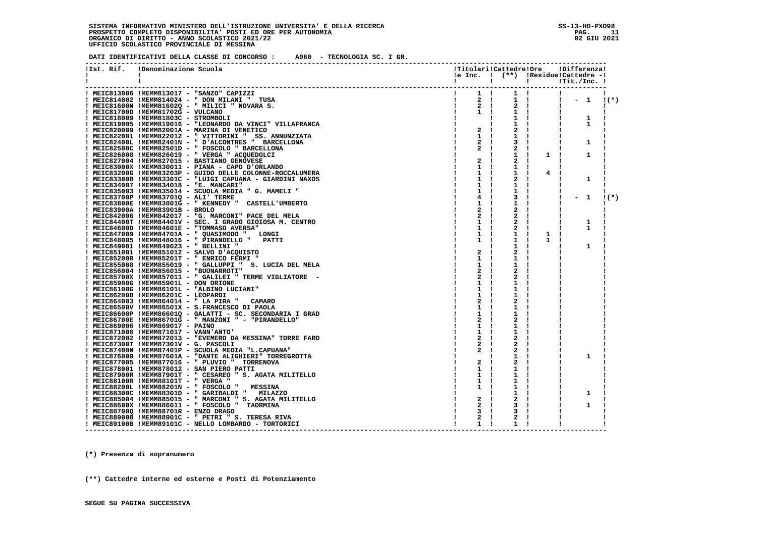SISTEMA INFORMATIVO MINISTERO DELL'ISTRUZIONE UNIVERSITA' E DELLA RICERCA
PROSPETTO COMPLETO DISPONIBILITA' POSTI ED ORE PER AUTONOMIA
ORGANICO DI DIRITTO - ANNO SCOLASTICO 2021/22
UFFICIO SCOLASTICO PROVINCIALE DI MESSINA

SS-13-HO-PXO98
02 GIU 2021

**DATI IDENTIFICATIVI DELLA CLASSE DI CONCORSO : A060 - TECNOLOGIA SC. I GR.**

| Ist. | Rif. | Denominazione Scuola | Titolari e Inc. | Cattedre (**) | Ore Residue | Differenza Cattedre - Tit./Inc. | |
|---|---|---|---|---|---|---|---|
| MEIC813006 | MEMM813017 | "SANZO" CAPIZZI | 1 | 1 | | | |
| MEIC814002 | MEMM814024 | " DON MILANI " TUSA | 2 | 1 | | - 1 | (*) |
| MEIC81600N | MEMM81602Q | " MILICI " NOVARA S. | 2 | 2 | | | |
| MEIC81700D | MEMM81702G | VULCANO | 1 | 1 | | | |
| MEIC818009 | MEMM81803C | STROMBOLI | | 1 | | 1 | |
| MEIC819005 | MEMM819016 | "LEONARDO DA VINCI" VILLAFRANCA | | 1 | | 1 | |
| MEIC820009 | MEMM82001A | MARINA DI VENETICO | 2 | 2 | | | |
| MEIC822001 | MEMM822012 | " VITTORINI " SS. ANNUNZIATA | 1 | 1 | | | |
| MEIC82400L | MEMM82401N | " D'ALCONTRES " BARCELLONA | 2 | 3 | | 1 | |
| MEIC82500C | MEMM82501D | " FOSCOLO " BARCELLONA | 2 | 2 | | | |
| MEIC826008 | MEMM826019 | " VERGA " ACQUEDOLCI | | 1 | 1 | 1 | |
| MEIC827004 | MEMM827015 | BASTIANO GENOVESE | 2 | 2 | | | |
| MEIC83000X | MEMM830011 | PIANA - CAPO D'ORLANDO | 1 | 1 | | | |
| MEIC83200G | MEMM83203P | GUIDO DELLE COLONNE-ROCCALUMERA | 1 | 1 | 4 | | |
| MEIC83300B | MEMM83301C | "LUIGI CAPUANA - GIARDINI NAXOS | 1 | 2 | | 1 | |
| MEIC834007 | MEMM834018 | "E. MANCARI" | 1 | 1 | | | |
| MEIC835003 | MEMM835014 | SCUOLA MEDIA " G. MAMELI " | 1 | 1 | | | |
| MEIC83700P | MEMM83701Q | ALI' TERME | 4 | 3 | | - 1 | (*) |
| MEIC83800E | MEMM83801G | " KENNEDY " CASTELL'UMBERTO | 1 | 1 | | | |
| MEIC83900A | MEMM83901B | BROLO | 2 | 2 | | | |
| MEIC842006 | MEMM842017 | "G. MARCONI" PACE DEL MELA | 2 | 2 | | | |
| MEIC84400T | MEMM84401V | SEC. I GRADO GIOIOSA M. CENTRO | 1 | 2 | | 1 | |
| MEIC84600D | MEMM84601E | "TOMMASO AVERSA" | 1 | 2 | | 1 | |
| MEIC847009 | MEMM84701A | " QUASIMODO " LONGI | 1 | 1 | 1 | | |
| MEIC848005 | MEMM848016 | " PIRANDELLO " PATTI | 1 | 1 | 1 | | |
| MEIC849001 | MEMM849023 | " BELLINI " | | 1 | | 1 | |
| MEIC851001 | MEMM851012 | SALVO D'ACQUISTO | 2 | 2 | | | |
| MEIC85200R | MEMM85201T | " ENRICO FERMI " | 1 | 1 | | | |
| MEIC855008 | MEMM855019 | " GALLUPPI " S. LUCIA DEL MELA | 1 | 1 | | | |
| MEIC856004 | MEMM856015 | "BUONARROTI" | 2 | 2 | | | |
| MEIC85700X | MEMM857011 | " GALILEI " TERME VIGLIATORE - | 2 | 2 | | | |
| MEIC85900G | MEMM85901L | DON ORIONE | 1 | 1 | | | |
| MEIC86100G | MEMM86101L | "ALBINO LUCIANI" | 1 | 1 | | | |
| MEIC86200B | MEMM86201C | LEOPARDI | 1 | 1 | | | |
| MEIC864003 | MEMM864014 | " LA PIRA " CAMARO | 2 | 2 | | | |
| MEIC86500V | MEMM86501X | S.FRANCESCO DI PAOLA | 1 | 1 | | | |
| MEIC86600P | MEMM86601Q | GALATTI - SC. SECONDARIA I GRAD | 1 | 1 | | | |
| MEIC86700E | MEMM86701G | " MANZONI " - "PIRANDELLO" | 2 | 2 | | | |
| MEIC869006 | MEMM869017 | PAINO | 1 | 1 | | | |
| MEIC871006 | MEMM871017 | VANN'ANTO' | 1 | 1 | | | |
| MEIC872002 | MEMM872013 | "EVEMERO DA MESSINA" TORRE FARO | 2 | 2 | | | |
| MEIC87300T | MEMM87301V | G. PASCOLI | 2 | 2 | | | |
| MEIC87400N | MEMM87401P | SCUOLA MEDIA "L.CAPUANA" | 2 | 2 | | | |
| MEIC876009 | MEMM87601A | "DANTE ALIGHIERI" TORREGROTTA | | 1 | | 1 | |
| MEIC877005 | MEMM877016 | " PLUVIO " TORRENOVA | 2 | 2 | | | |
| MEIC878001 | MEMM878012 | SAN PIERO PATTI | 1 | 1 | | | |
| MEIC87900R | MEMM87901T | " CESAREO " S. AGATA MILITELLO | 1 | 1 | | | |
| MEIC88100R | MEMM88101T | " VERGA " | 1 | 1 | | | |
| MEIC88200L | MEMM88201N | " FOSCOLO " MESSINA | 1 | 1 | | | |
| MEIC88300C | MEMM88301D | " GARIBALDI " MILAZZO | | 1 | | 1 | |
| MEIC885004 | MEMM885015 | " MARCONI " S. AGATA MILITELLO | 2 | 2 | | | |
| MEIC88600X | MEMM886011 | " FOSCOLO " TAORMINA | 2 | 3 | | 1 | |
| MEIC88700Q | MEMM88701R | ENZO DRAGO | 3 | 3 | | | |
| MEIC88900B | MEMM88901C | " PETRI " S. TERESA RIVA | 2 | 2 | | | |
| MEIC89100B | MEMM89101C | NELLO LOMBARDO - TORTORICI | 1 | 1 | | | |

(*) Presenza di sopranumero

(**) Cattedre interne ed esterne e Posti di Potenziamento

SEGUE SU PAGINA SUCCESSIVA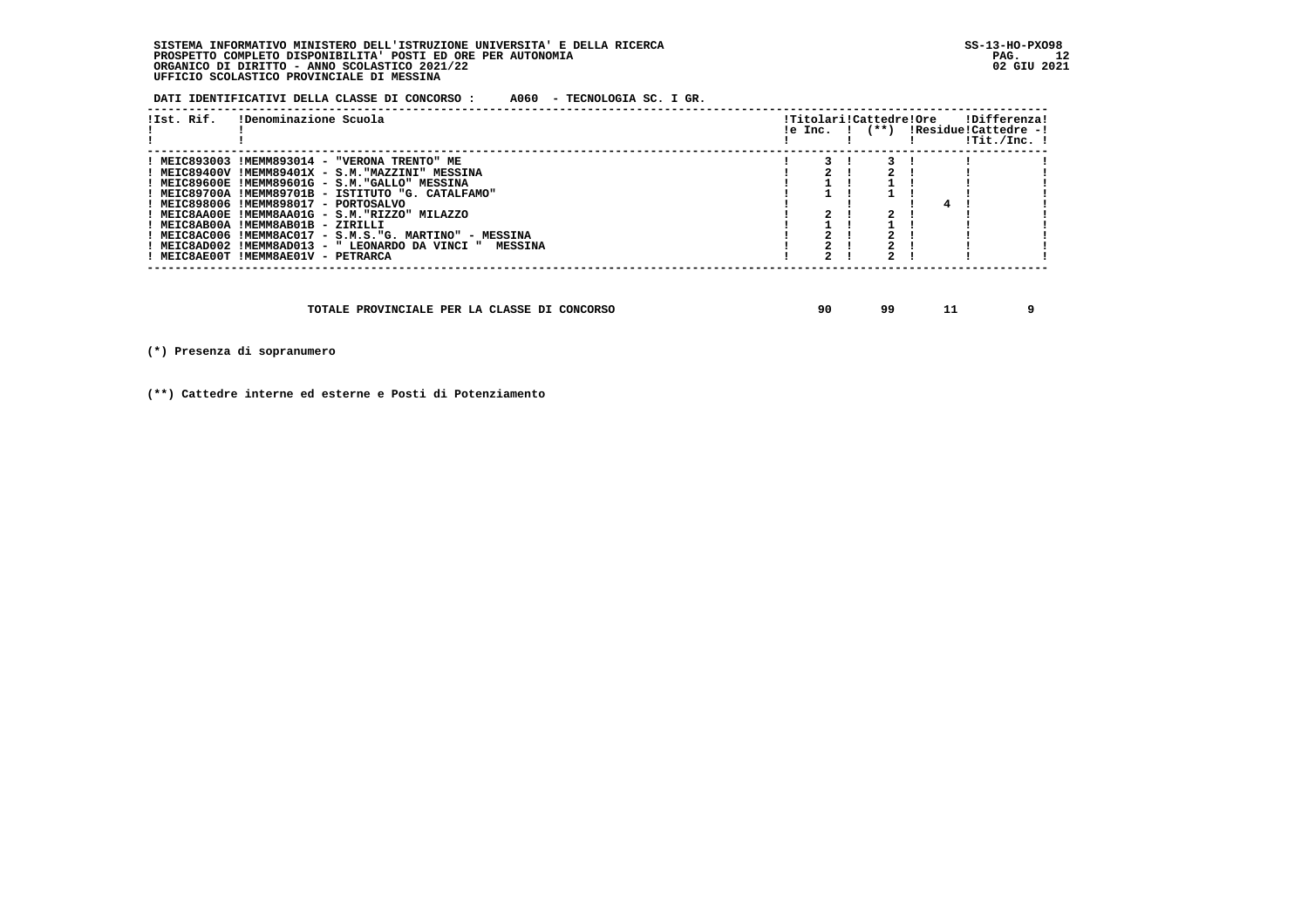SISTEMA INFORMATIVO MINISTERO DELL'ISTRUZIONE UNIVERSITA' E DELLA RICERCA
PROSPETTO COMPLETO DISPONIBILITA' POSTI ED ORE PER AUTONOMIA
ORGANICO DI DIRITTO - ANNO SCOLASTICO 2021/22
UFFICIO SCOLASTICO PROVINCIALE DI MESSINA

SS-13-HO-PXO98
02 GIU 2021

**DATI IDENTIFICATIVI DELLA CLASSE DI CONCORSO : A060 - TECNOLOGIA SC. I GR.**

| Ist. Rif. | Denominazione Scuola | Titolari e Inc. | Cattedre (**) | Ore Residue | Differenza Cattedre - Tit./Inc. |
|---|---|---|---|---|---|
| MEIC893003 | MEMM893014 - "VERONA TRENTO" ME | 3 | 3 | | |
| MEIC89400V | MEMM89401X - S.M."MAZZINI" MESSINA | 2 | 2 | | |
| MEIC89600E | MEMM89601G - S.M."GALLO" MESSINA | 1 | 1 | | |
| MEIC89700A | MEMM89701B - ISTITUTO "G. CATALFAMO" | 1 | 1 | | |
| MEIC898006 | MEMM898017 - PORTOSALVO | | | 4 | |
| MEIC8AA00E | MEMM8AA01G - S.M."RIZZO" MILAZZO | 2 | 2 | | |
| MEIC8AB00A | MEMM8AB01B - ZIRILLI | 1 | 1 | | |
| MEIC8AC006 | MEMM8AC017 - S.M.S."G. MARTINO" - MESSINA | 2 | 2 | | |
| MEIC8AD002 | MEMM8AD013 - " LEONARDO DA VINCI " MESSINA | 2 | 2 | | |
| MEIC8AE00T | MEMM8AE01V - PETRARCA | 2 | 2 | | |

| | Titolari e Inc. | Cattedre | Ore Residue | Differenza |
|---|---|---|---|---|
| TOTALE PROVINCIALE PER LA CLASSE DI CONCORSO | 90 | 99 | 11 | 9 |

(*) Presenza di sopranumero

(**) Cattedre interne ed esterne e Posti di Potenziamento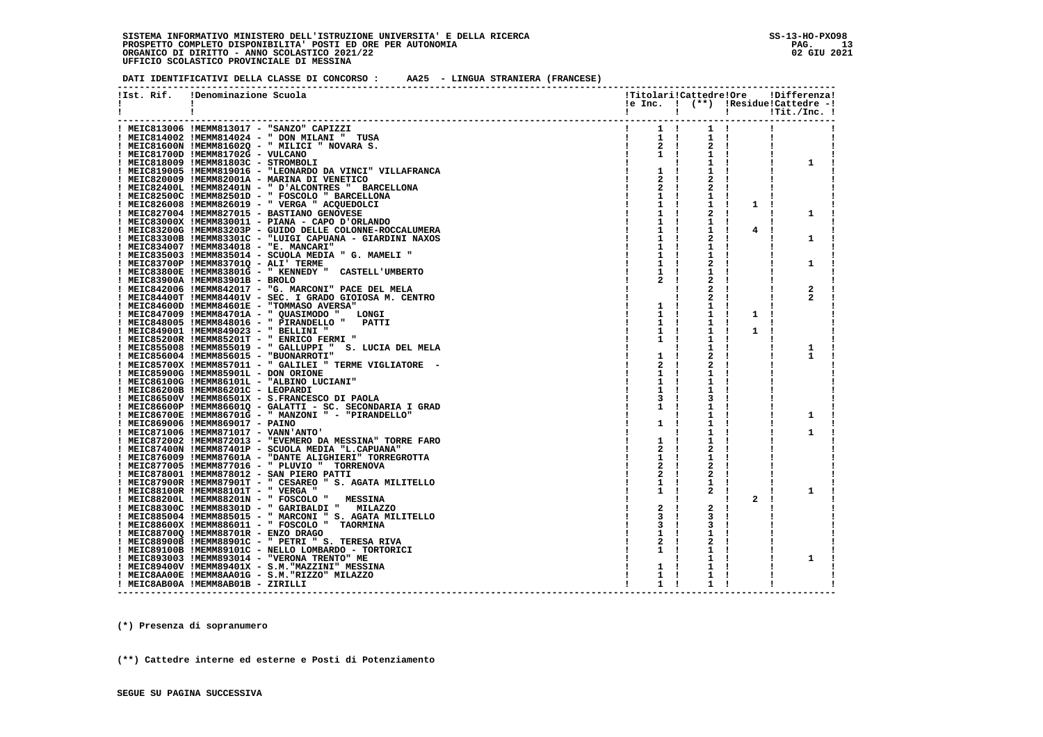SISTEMA INFORMATIVO MINISTERO DELL'ISTRUZIONE UNIVERSITA' E DELLA RICERCA
PROSPETTO COMPLETO DISPONIBILITA' POSTI ED ORE PER AUTONOMIA
ORGANICO DI DIRITTO - ANNO SCOLASTICO 2021/22
UFFICIO SCOLASTICO PROVINCIALE DI MESSINA

SS-13-HO-PXO98
02 GIU 2021

**DATI IDENTIFICATIVI DELLA CLASSE DI CONCORSO : AA25 - LINGUA STRANIERA (FRANCESE)**

| Ist. Rif. | Denominazione Scuola | Titolari e Inc. | Cattedre (**) | Ore Residue | Differenza Cattedre - Tit./Inc. |
|---|---|---|---|---|---|
| MEIC813006 | MEMM813017 - "SANZO" CAPIZZI | 1 | 1 | | |
| MEIC814002 | MEMM814024 - " DON MILANI " TUSA | 1 | 1 | | |
| MEIC81600N | MEMM81602Q - " MILICI " NOVARA S. | 2 | 2 | | |
| MEIC81700D | MEMM81702G - VULCANO | 1 | 1 | | |
| MEIC818009 | MEMM81803C - STROMBOLI | | 1 | | 1 |
| MEIC819005 | MEMM819016 - "LEONARDO DA VINCI" VILLAFRANCA | 1 | 1 | | |
| MEIC820009 | MEMM82001A - MARINA DI VENETICO | 2 | 2 | | |
| MEIC82400L | MEMM82401N - " D'ALCONTRES " BARCELLONA | 2 | 2 | | |
| MEIC82500C | MEMM82501D - " FOSCOLO " BARCELLONA | 1 | 1 | | |
| MEIC826008 | MEMM826019 - " VERGA " ACQUEDOLCI | 1 | 1 | 1 | |
| MEIC827004 | MEMM827015 - BASTIANO GENOVESE | 1 | 2 | | 1 |
| MEIC83000X | MEMM830011 - PIANA - CAPO D'ORLANDO | 1 | 1 | | |
| MEIC83200G | MEMM83203P - GUIDO DELLE COLONNE-ROCCALUMERA | 1 | 1 | 4 | |
| MEIC83300B | MEMM83301C - "LUIGI CAPUANA - GIARDINI NAXOS | 1 | 2 | | 1 |
| MEIC834007 | MEMM834018 - "E. MANCARI" | 1 | 1 | | |
| MEIC835003 | MEMM835014 - SCUOLA MEDIA " G. MAMELI " | 1 | 1 | | |
| MEIC83700P | MEMM83701Q - ALI' TERME | 1 | 2 | | 1 |
| MEIC83800E | MEMM83801G - " KENNEDY " CASTELL'UMBERTO | 1 | 1 | | |
| MEIC83900A | MEMM83901B - BROLO | 2 | 2 | | |
| MEIC842006 | MEMM842017 - "G. MARCONI" PACE DEL MELA | | 2 | | 2 |
| MEIC84400T | MEMM84401V - SEC. I GRADO GIOIOSA M. CENTRO | | 2 | | 2 |
| MEIC84600D | MEMM84601E - "TOMMASO AVERSA" | 1 | 1 | | |
| MEIC847009 | MEMM84701A - " QUASIMODO " LONGI | 1 | 1 | 1 | |
| MEIC848005 | MEMM848016 - " PIRANDELLO " PATTI | 1 | 1 | | |
| MEIC849001 | MEMM849023 - " BELLINI " | 1 | 1 | 1 | |
| MEIC85200R | MEMM85201T - " ENRICO FERMI " | 1 | 1 | | |
| MEIC855008 | MEMM855019 - " GALLUPPI " S. LUCIA DEL MELA | | 1 | | 1 |
| MEIC856004 | MEMM856015 - "BUONARROTI" | 1 | 2 | | 1 |
| MEIC85700X | MEMM857011 - " GALILEI " TERME VIGLIATORE - | 2 | 2 | | |
| MEIC85900G | MEMM85901L - DON ORIONE | 1 | 1 | | |
| MEIC86100G | MEMM86101L - "ALBINO LUCIANI" | 1 | 1 | | |
| MEIC86200B | MEMM86201C - LEOPARDI | 1 | 1 | | |
| MEIC86500V | MEMM86501X - S.FRANCESCO DI PAOLA | 3 | 3 | | |
| MEIC86600P | MEMM86601Q - GALATTI - SC. SECONDARIA I GRAD | 1 | 1 | | |
| MEIC86700E | MEMM86701G - " MANZONI " - "PIRANDELLO" | | 1 | | 1 |
| MEIC869006 | MEMM869017 - PAINO | 1 | 1 | | |
| MEIC871006 | MEMM871017 - VANN'ANTO' | | 1 | | 1 |
| MEIC872002 | MEMM872013 - "EVEMERO DA MESSINA" TORRE FARO | 1 | 1 | | |
| MEIC87400N | MEMM87401P - SCUOLA MEDIA "L.CAPUANA" | 2 | 2 | | |
| MEIC876009 | MEMM87601A - "DANTE ALIGHIERI" TORREGROTTA | 1 | 1 | | |
| MEIC877005 | MEMM877016 - " PLUVIO " TORRENOVA | 2 | 2 | | |
| MEIC878001 | MEMM878012 - SAN PIERO PATTI | 2 | 2 | | |
| MEIC87900R | MEMM87901T - " CESAREO " S. AGATA MILITELLO | 1 | 1 | | |
| MEIC88100R | MEMM88101T - " VERGA " | 1 | 2 | | 1 |
| MEIC88200L | MEMM88201N - " FOSCOLO " MESSINA | | | 2 | |
| MEIC88300C | MEMM88301D - " GARIBALDI " MILAZZO | 2 | 2 | | |
| MEIC885004 | MEMM885015 - " MARCONI " S. AGATA MILITELLO | 3 | 3 | | |
| MEIC88600X | MEMM886011 - " FOSCOLO " TAORMINA | 3 | 3 | | |
| MEIC88700Q | MEMM88701R - ENZO DRAGO | 1 | 1 | | |
| MEIC88900B | MEMM88901C - " PETRI " S. TERESA RIVA | 2 | 2 | | |
| MEIC89100B | MEMM89101C - NELLO LOMBARDO - TORTORICI | 1 | 1 | | |
| MEIC893003 | MEMM893014 - "VERONA TRENTO" ME | | 1 | | 1 |
| MEIC89400V | MEMM89401X - S.M."MAZZINI" MESSINA | 1 | 1 | | |
| MEIC8AA00E | MEMM8AA01G - S.M."RIZZO" MILAZZO | 1 | 1 | | |
| MEIC8AB00A | MEMM8AB01B - ZIRILLI | 1 | 1 | | |

(*) Presenza di sopranumero

(**) Cattedre interne ed esterne e Posti di Potenziamento

SEGUE SU PAGINA SUCCESSIVA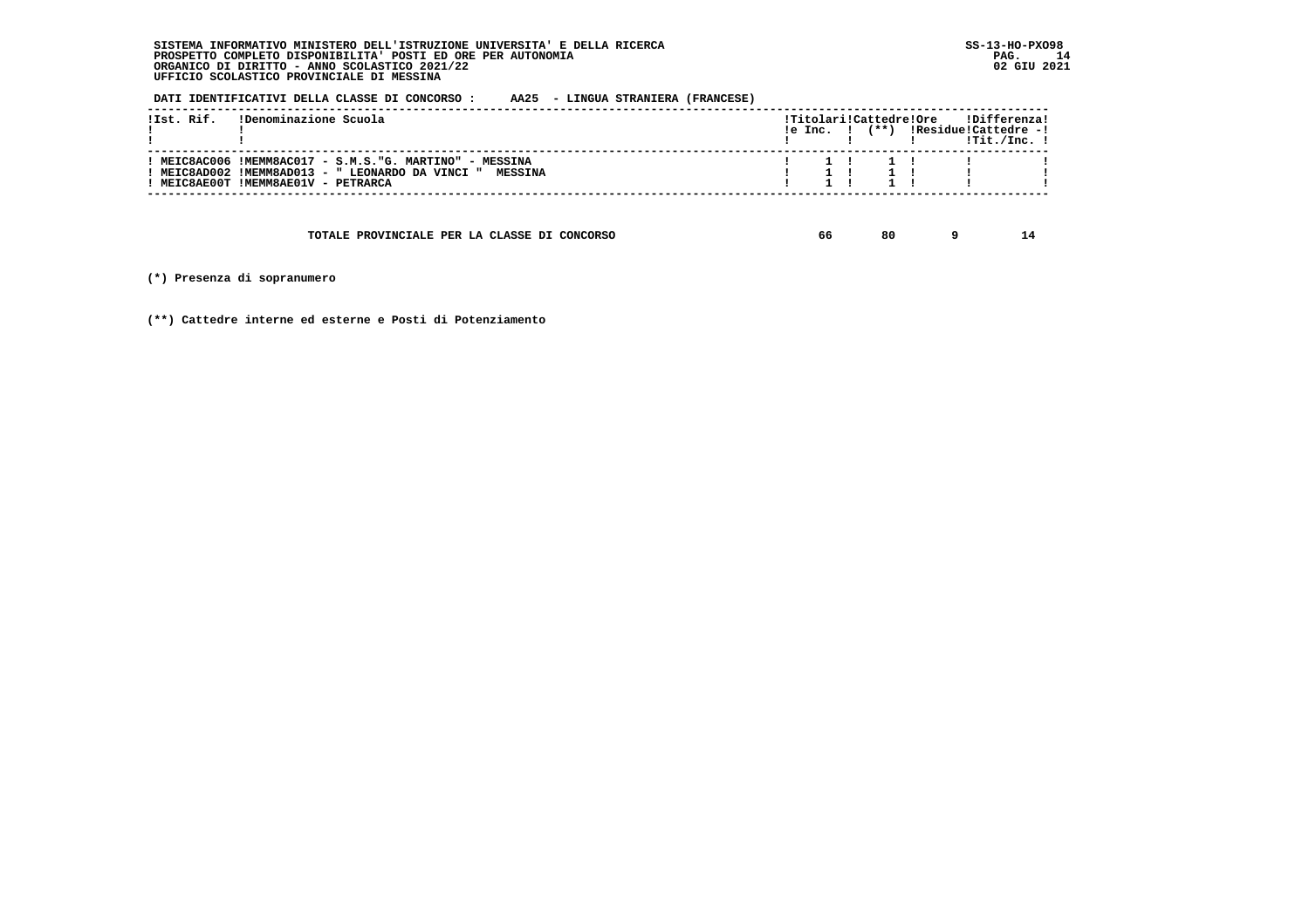**SISTEMA INFORMATIVO MINISTERO DELL'ISTRUZIONE UNIVERSITA' E DELLA RICERCA**
**PROSPETTO COMPLETO DISPONIBILITA' POSTI ED ORE PER AUTONOMIA**
**ORGANICO DI DIRITTO - ANNO SCOLASTICO 2021/22**
**UFFICIO SCOLASTICO PROVINCIALE DI MESSINA**

SS-13-HO-PXO98
02 GIU 2021

**DATI IDENTIFICATIVI DELLA CLASSE DI CONCORSO : AA25 - LINGUA STRANIERA (FRANCESE)**

| Ist. Rif. | Denominazione Scuola | Titolari e Inc. | Cattedre (**) | Ore Residue | Differenza Cattedre - Tit./Inc. |
|---|---|---|---|---|---|
| MEIC8AC006 | MEMM8AC017 - S.M.S."G. MARTINO" - MESSINA | 1 | 1 | | |
| MEIC8AD002 | MEMM8AD013 - " LEONARDO DA VINCI " MESSINA | 1 | 1 | | |
| MEIC8AE00T | MEMM8AE01V - PETRARCA | 1 | 1 | | |

| | Titolari e Inc. | Cattedre | Ore Residue | Differenza |
|---|---|---|---|---|
| TOTALE PROVINCIALE PER LA CLASSE DI CONCORSO | 66 | 80 | 9 | 14 |

**(*) Presenza di sopranumero**

**(**) Cattedre interne ed esterne e Posti di Potenziamento**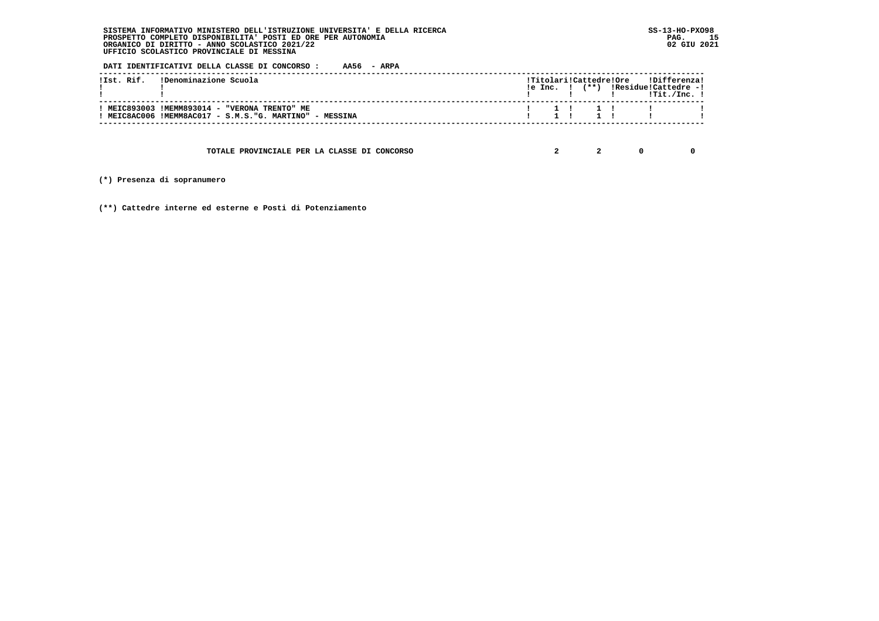SISTEMA INFORMATIVO MINISTERO DELL'ISTRUZIONE UNIVERSITA' E DELLA RICERCA
PROSPETTO COMPLETO DISPONIBILITA' POSTI ED ORE PER AUTONOMIA
ORGANICO DI DIRITTO - ANNO SCOLASTICO 2021/22
UFFICIO SCOLASTICO PROVINCIALE DI MESSINA

SS-13-HO-PXO98
02 GIU 2021

**DATI IDENTIFICATIVI DELLA CLASSE DI CONCORSO : AA56 - ARPA**

| Ist. Rif. | Denominazione Scuola | Titolari e Inc. | Cattedre (**) | Ore Residue | Differenza Cattedre - Tit./Inc. |
|---|---|---|---|---|---|
| MEIC893003 | MEMM893014 - "VERONA TRENTO" ME | 1 | 1 | | |
| MEIC8AC006 | MEMM8AC017 - S.M.S."G. MARTINO" - MESSINA | 1 | 1 | | |
| | TOTALE PROVINCIALE PER LA CLASSE DI CONCORSO | 2 | 2 | 0 | 0 |

(*) Presenza di sopranumero

(**) Cattedre interne ed esterne e Posti di Potenziamento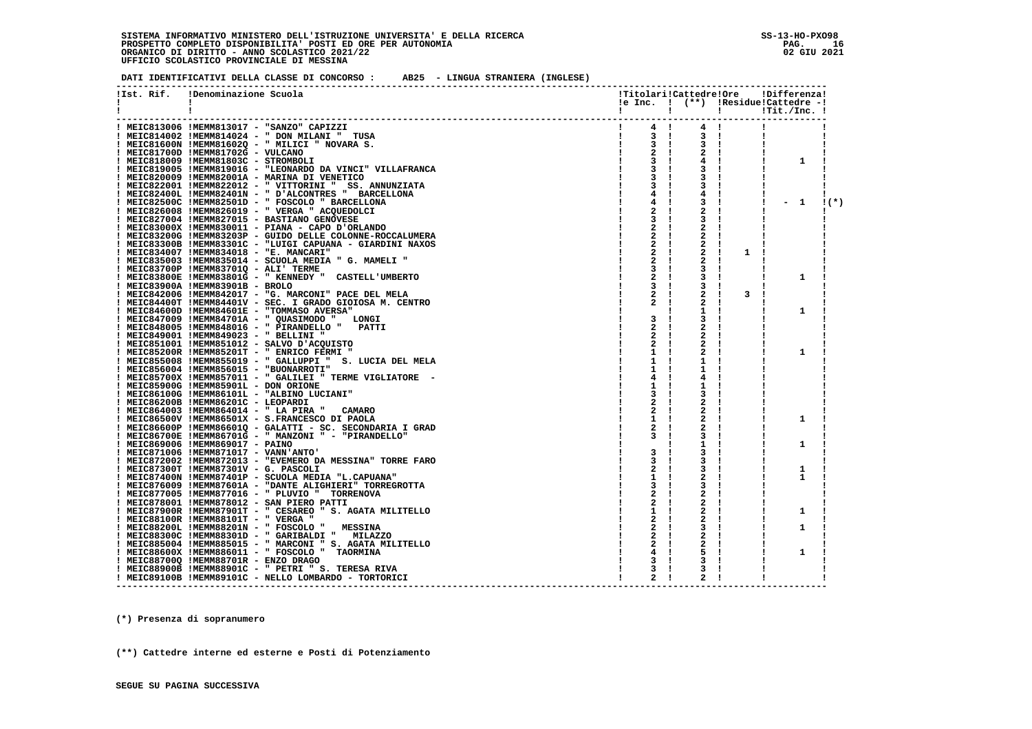**SISTEMA INFORMATIVO MINISTERO DELL'ISTRUZIONE UNIVERSITA' E DELLA RICERCA** SS-13-HO-PXO98
**PROSPETTO COMPLETO DISPONIBILITA' POSTI ED ORE PER AUTONOMIA**
**ORGANICO DI DIRITTO - ANNO SCOLASTICO 2021/22** 02 GIU 2021
**UFFICIO SCOLASTICO PROVINCIALE DI MESSINA**

**DATI IDENTIFICATIVI DELLA CLASSE DI CONCORSO : AB25 - LINGUA STRANIERA (INGLESE)**

| Ist. Rif. | Denominazione Scuola | Titolari e Inc. | Cattedre (**) | Ore Residue | Differenza Cattedre - Tit./Inc. | |
|---|---|---|---|---|---|---|
| MEIC813006 | MEMM813017 - "SANZO" CAPIZZI | 4 | 4 | | | |
| MEIC814002 | MEMM814024 - " DON MILANI " TUSA | 3 | 3 | | | |
| MEIC81600N | MEMM81602Q - " MILICI " NOVARA S. | 3 | 3 | | | |
| MEIC81700D | MEMM81702G - VULCANO | 2 | 2 | | | |
| MEIC818009 | MEMM81803C - STROMBOLI | 3 | 4 | | 1 | |
| MEIC819005 | MEMM819016 - "LEONARDO DA VINCI" VILLAFRANCA | 3 | 3 | | | |
| MEIC820009 | MEMM82001A - MARINA DI VENETICO | 3 | 3 | | | |
| MEIC822001 | MEMM822012 - " VITTORINI " SS. ANNUNZIATA | 3 | 3 | | | |
| MEIC82400L | MEMM82401N - " D'ALCONTRES " BARCELLONA | 4 | 4 | | | |
| MEIC82500C | MEMM82501D - " FOSCOLO " BARCELLONA | 4 | 3 | | - 1 | (*) |
| MEIC826008 | MEMM826019 - " VERGA " ACQUEDOLCI | 2 | 2 | | | |
| MEIC827004 | MEMM827015 - BASTIANO GENOVESE | 3 | 3 | | | |
| MEIC83000X | MEMM830011 - PIANA - CAPO D'ORLANDO | 2 | 2 | | | |
| MEIC83200G | MEMM83203P - GUIDO DELLE COLONNE-ROCCALUMERA | 2 | 2 | | | |
| MEIC83300B | MEMM83301C - "LUIGI CAPUANA - GIARDINI NAXOS | 2 | 2 | | | |
| MEIC834007 | MEMM834018 - "E. MANCARI" | 2 | 2 | 1 | | |
| MEIC835003 | MEMM835014 - SCUOLA MEDIA " G. MAMELI " | 2 | 2 | | | |
| MEIC83700P | MEMM83701Q - ALI' TERME | 3 | 3 | | | |
| MEIC83800E | MEMM83801G - " KENNEDY " CASTELL'UMBERTO | 2 | 3 | | 1 | |
| MEIC83900A | MEMM83901B - BROLO | 3 | 3 | | | |
| MEIC842006 | MEMM842017 - "G. MARCONI" PACE DEL MELA | 2 | 2 | 3 | | |
| MEIC84400T | MEMM84401V - SEC. I GRADO GIOIOSA M. CENTRO | 2 | 2 | | | |
| MEIC84600D | MEMM84601E - "TOMMASO AVERSA" | | 1 | | 1 | |
| MEIC847009 | MEMM84701A - " QUASIMODO " LONGI | 3 | 3 | | | |
| MEIC848005 | MEMM848016 - " PIRANDELLO " PATTI | 2 | 2 | | | |
| MEIC849001 | MEMM849023 - " BELLINI " | 2 | 2 | | | |
| MEIC851001 | MEMM851012 - SALVO D'ACQUISTO | 2 | 2 | | | |
| MEIC85200R | MEMM85201T - " ENRICO FERMI " | 1 | 2 | | 1 | |
| MEIC855008 | MEMM855019 - " GALLUPPI " S. LUCIA DEL MELA | 1 | 1 | | | |
| MEIC856004 | MEMM856015 - "BUONARROTI" | 1 | 1 | | | |
| MEIC85700X | MEMM857011 - " GALILEI " TERME VIGLIATORE - | 4 | 4 | | | |
| MEIC85900G | MEMM85901L - DON ORIONE | 1 | 1 | | | |
| MEIC86100G | MEMM86101L - "ALBINO LUCIANI" | 3 | 3 | | | |
| MEIC86200B | MEMM86201C - LEOPARDI | 2 | 2 | | | |
| MEIC864003 | MEMM864014 - " LA PIRA " CAMARO | 2 | 2 | | | |
| MEIC86500V | MEMM86501X - S.FRANCESCO DI PAOLA | 1 | 2 | | 1 | |
| MEIC86600P | MEMM86601Q - GALATTI - SC. SECONDARIA I GRAD | 2 | 2 | | | |
| MEIC86700E | MEMM86701G - " MANZONI " - "PIRANDELLO" | 3 | 3 | | | |
| MEIC869006 | MEMM869017 - PAINO | | 1 | | 1 | |
| MEIC871006 | MEMM871017 - VANN'ANTO' | 3 | 3 | | | |
| MEIC872002 | MEMM872013 - "EVEMERO DA MESSINA" TORRE FARO | 3 | 3 | | | |
| MEIC87300T | MEMM87301V - G. PASCOLI | 2 | 3 | | 1 | |
| MEIC87400N | MEMM87401P - SCUOLA MEDIA "L.CAPUANA" | 1 | 2 | | 1 | |
| MEIC876009 | MEMM87601A - "DANTE ALIGHIERI" TORREGROTTA | 3 | 3 | | | |
| MEIC877005 | MEMM877016 - " PLUVIO " TORRENOVA | 2 | 2 | | | |
| MEIC878001 | MEMM878012 - SAN PIERO PATTI | 2 | 2 | | | |
| MEIC87900R | MEMM87901T - " CESAREO " S. AGATA MILITELLO | 1 | 2 | | 1 | |
| MEIC88100R | MEMM88101T - " VERGA " | 2 | 2 | | | |
| MEIC88200L | MEMM88201N - " FOSCOLO " MESSINA | 2 | 3 | | 1 | |
| MEIC88300C | MEMM88301D - " GARIBALDI " MILAZZO | 2 | 2 | | | |
| MEIC885004 | MEMM885015 - " MARCONI " S. AGATA MILITELLO | 2 | 2 | | | |
| MEIC88600X | MEMM886011 - " FOSCOLO " TAORMINA | 4 | 5 | | 1 | |
| MEIC88700Q | MEMM88701R - ENZO DRAGO | 3 | 3 | | | |
| MEIC88900B | MEMM88901C - " PETRI " S. TERESA RIVA | 3 | 3 | | | |
| MEIC89100B | MEMM89101C - NELLO LOMBARDO - TORTORICI | 2 | 2 | | | |

**(*) Presenza di sopranumero**

**(**) Cattedre interne ed esterne e Posti di Potenziamento**

**SEGUE SU PAGINA SUCCESSIVA**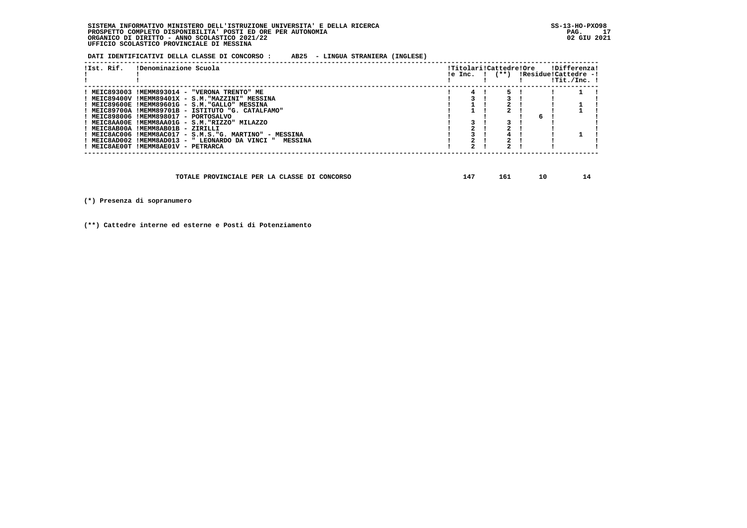SISTEMA INFORMATIVO MINISTERO DELL'ISTRUZIONE UNIVERSITA' E DELLA RICERCA
PROSPETTO COMPLETO DISPONIBILITA' POSTI ED ORE PER AUTONOMIA
ORGANICO DI DIRITTO - ANNO SCOLASTICO 2021/22
UFFICIO SCOLASTICO PROVINCIALE DI MESSINA

SS-13-HO-PXO98
02 GIU 2021

**DATI IDENTIFICATIVI DELLA CLASSE DI CONCORSO : AB25 - LINGUA STRANIERA (INGLESE)**

| Ist. Rif. | Denominazione Scuola | Titolari e Inc. | Cattedre (**) | Ore Residue | Differenza Cattedre - Tit./Inc. |
|---|---|---|---|---|---|
| MEIC893003 | MEMM893014 - "VERONA TRENTO" ME | 4 | 5 | | 1 |
| MEIC89400V | MEMM89401X - S.M."MAZZINI" MESSINA | 3 | 3 | | |
| MEIC89600E | MEMM89601G - S.M."GALLO" MESSINA | 1 | 2 | | 1 |
| MEIC89700A | MEMM89701B - ISTITUTO "G. CATALFAMO" | 1 | 2 | | 1 |
| MEIC898006 | MEMM898017 - PORTOSALVO | | | 6 | |
| MEIC8AA00E | MEMM8AA01G - S.M."RIZZO" MILAZZO | 3 | 3 | | |
| MEIC8AB00A | MEMM8AB01B - ZIRILLI | 2 | 2 | | |
| MEIC8AC006 | MEMM8AC017 - S.M.S."G. MARTINO" - MESSINA | 3 | 4 | | 1 |
| MEIC8AD002 | MEMM8AD013 - " LEONARDO DA VINCI " MESSINA | 2 | 2 | | |
| MEIC8AE00T | MEMM8AE01V - PETRARCA | 2 | 2 | | |

| | Titolari e Inc. | Cattedre (**) | Ore Residue | Differenza Cattedre - Tit./Inc. |
|---|---|---|---|---|
| TOTALE PROVINCIALE PER LA CLASSE DI CONCORSO | 147 | 161 | 10 | 14 |

(*) Presenza di sopranumero

(**) Cattedre interne ed esterne e Posti di Potenziamento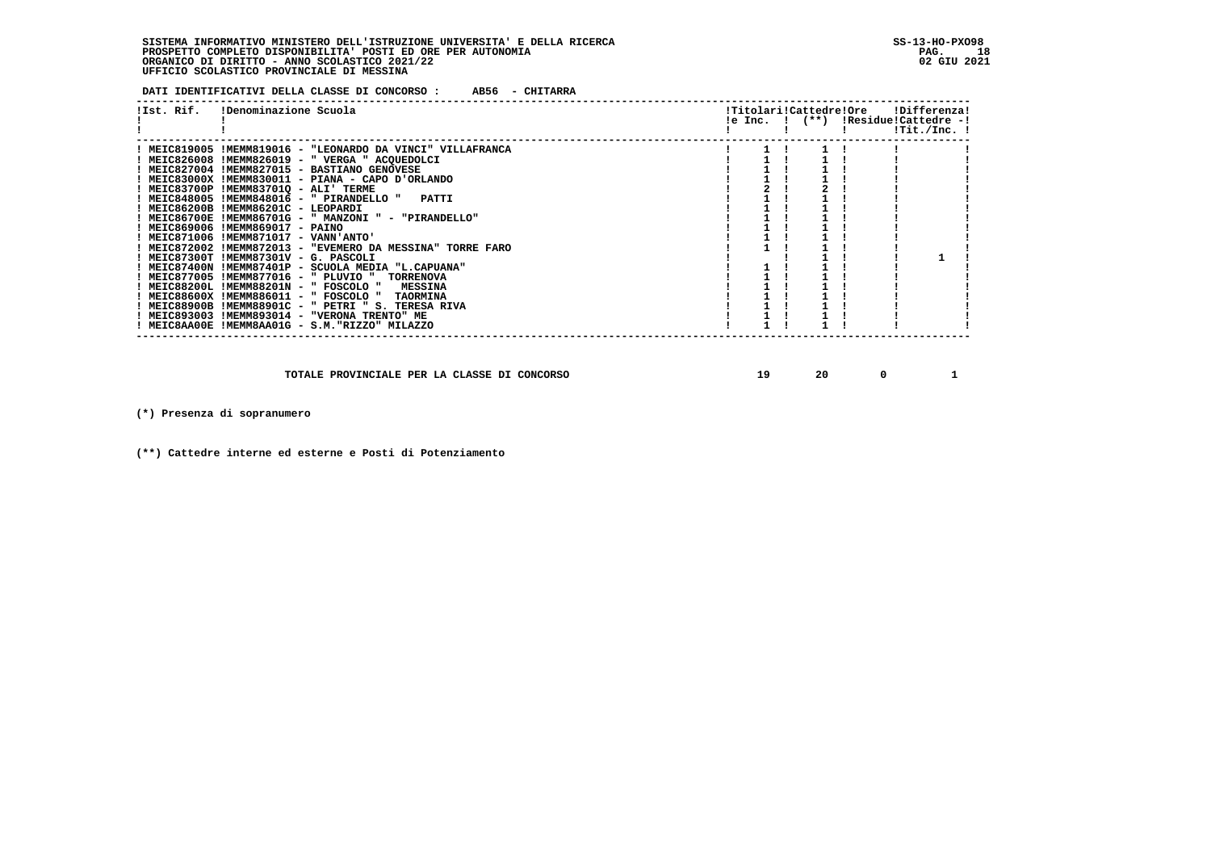SISTEMA INFORMATIVO MINISTERO DELL'ISTRUZIONE UNIVERSITA' E DELLA RICERCA
PROSPETTO COMPLETO DISPONIBILITA' POSTI ED ORE PER AUTONOMIA
ORGANICO DI DIRITTO - ANNO SCOLASTICO 2021/22
UFFICIO SCOLASTICO PROVINCIALE DI MESSINA

SS-13-HO-PXO98
02 GIU 2021

**DATI IDENTIFICATIVI DELLA CLASSE DI CONCORSO : AB56 - CHITARRA**

| Ist. Rif. | Denominazione Scuola | Titolari e Inc. | Cattedre (**) | Ore Residue | Differenza Cattedre - Tit./Inc. |
|---|---|---|---|---|---|
| MEIC819005 | MEMM819016 - "LEONARDO DA VINCI" VILLAFRANCA | 1 | 1 | | |
| MEIC826008 | MEMM826019 - " VERGA " ACQUEDOLCI | 1 | 1 | | |
| MEIC827004 | MEMM827015 - BASTIANO GENOVESE | 1 | 1 | | |
| MEIC83000X | MEMM830011 - PIANA - CAPO D'ORLANDO | 1 | 1 | | |
| MEIC83700P | MEMM83701Q - ALI' TERME | 2 | 2 | | |
| MEIC848005 | MEMM848016 - " PIRANDELLO " PATTI | 1 | 1 | | |
| MEIC86200B | MEMM86201C - LEOPARDI | 1 | 1 | | |
| MEIC86700E | MEMM86701G - " MANZONI " - "PIRANDELLO" | 1 | 1 | | |
| MEIC869006 | MEMM869017 - PAINO | 1 | 1 | | |
| MEIC871006 | MEMM871017 - VANN'ANTO' | 1 | 1 | | |
| MEIC872002 | MEMM872013 - "EVEMERO DA MESSINA" TORRE FARO | 1 | 1 | | |
| MEIC87300T | MEMM87301V - G. PASCOLI | | 1 | | 1 |
| MEIC87400N | MEMM87401P - SCUOLA MEDIA "L.CAPUANA" | 1 | 1 | | |
| MEIC877005 | MEMM877016 - " PLUVIO " TORRENOVA | 1 | 1 | | |
| MEIC88200L | MEMM88201N - " FOSCOLO " MESSINA | 1 | 1 | | |
| MEIC88600X | MEMM886011 - " FOSCOLO " TAORMINA | 1 | 1 | | |
| MEIC88900B | MEMM88901C - " PETRI " S. TERESA RIVA | 1 | 1 | | |
| MEIC893003 | MEMM893014 - "VERONA TRENTO" ME | 1 | 1 | | |
| MEIC8AA00E | MEMM8AA01G - S.M."RIZZO" MILAZZO | 1 | 1 | | |

| | Titolari e Inc. | Cattedre (**) | Ore Residue | Differenza Cattedre - Tit./Inc. |
|---|---|---|---|---|
| TOTALE PROVINCIALE PER LA CLASSE DI CONCORSO | 19 | 20 | 0 | 1 |

(*) Presenza di sopranumero

(**) Cattedre interne ed esterne e Posti di Potenziamento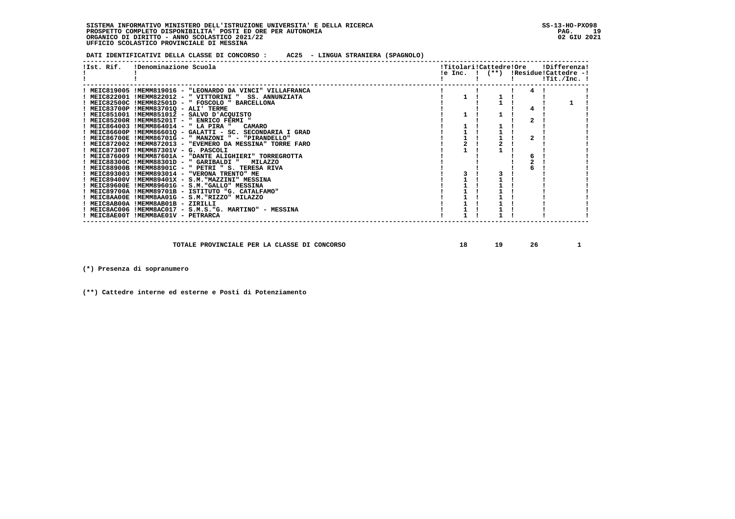SISTEMA INFORMATIVO MINISTERO DELL'ISTRUZIONE UNIVERSITA' E DELLA RICERCA
PROSPETTO COMPLETO DISPONIBILITA' POSTI ED ORE PER AUTONOMIA
ORGANICO DI DIRITTO - ANNO SCOLASTICO 2021/22
UFFICIO SCOLASTICO PROVINCIALE DI MESSINA

SS-13-HO-PXO98
02 GIU 2021

**DATI IDENTIFICATIVI DELLA CLASSE DI CONCORSO : AC25 - LINGUA STRANIERA (SPAGNOLO)**

| Ist. Rif. | Denominazione Scuola | Titolari e Inc. | Cattedre (**) | Ore Residue | Differenza Cattedre - Tit./Inc. |
|---|---|---|---|---|---|
| MEIC819005 | MEMM819016 - "LEONARDO DA VINCI" VILLAFRANCA | | | 4 | |
| MEIC822001 | MEMM822012 - " VITTORINI " SS. ANNUNZIATA | 1 | 1 | | |
| MEIC82500C | MEMM82501D - " FOSCOLO " BARCELLONA | | 1 | | 1 |
| MEIC83700P | MEMM83701Q - ALI' TERME | | | 4 | |
| MEIC851001 | MEMM851012 - SALVO D'ACQUISTO | 1 | 1 | | |
| MEIC85200R | MEMM85201T - " ENRICO FERMI " | | | 2 | |
| MEIC864003 | MEMM864014 - " LA PIRA " CAMARO | 1 | 1 | | |
| MEIC86600P | MEMM86601Q - GALATTI - SC. SECONDARIA I GRAD | 1 | 1 | | |
| MEIC86700E | MEMM86701G - " MANZONI " - "PIRANDELLO" | 1 | 1 | 2 | |
| MEIC872002 | MEMM872013 - "EVEMERO DA MESSINA" TORRE FARO | 2 | 2 | | |
| MEIC87300T | MEMM87301V - G. PASCOLI | 1 | 1 | | |
| MEIC876009 | MEMM87601A - "DANTE ALIGHIERI" TORREGROTTA | | | 6 | |
| MEIC88300C | MEMM88301D - " GARIBALDI " MILAZZO | | | 2 | |
| MEIC88900B | MEMM88901C - " PETRI " S. TERESA RIVA | | | 6 | |
| MEIC893003 | MEMM893014 - "VERONA TRENTO" ME | 3 | 3 | | |
| MEIC89400V | MEMM89401X - S.M."MAZZINI" MESSINA | 1 | 1 | | |
| MEIC89600E | MEMM89601G - S.M."GALLO" MESSINA | 1 | 1 | | |
| MEIC89700A | MEMM89701B - ISTITUTO "G. CATALFAMO" | 1 | 1 | | |
| MEIC8AA00E | MEMM8AA01G - S.M."RIZZO" MILAZZO | 1 | 1 | | |
| MEIC8AB00A | MEMM8AB01B - ZIRILLI | 1 | 1 | | |
| MEIC8AC006 | MEMM8AC017 - S.M.S."G. MARTINO" - MESSINA | 1 | 1 | | |
| MEIC8AE00T | MEMM8AE01V - PETRARCA | 1 | 1 | | |

**TOTALE PROVINCIALE PER LA CLASSE DI CONCORSO** 18 19 26 1

**(*) Presenza di sopranumero**

**(**) Cattedre interne ed esterne e Posti di Potenziamento**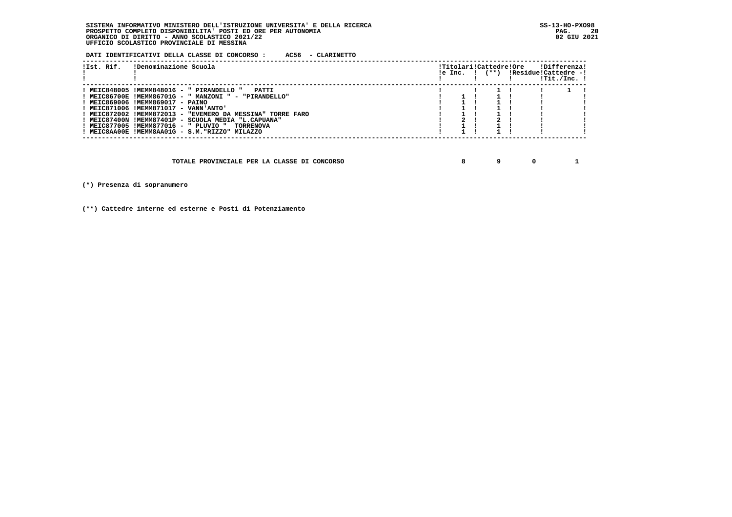SISTEMA INFORMATIVO MINISTERO DELL'ISTRUZIONE UNIVERSITA' E DELLA RICERCA
PROSPETTO COMPLETO DISPONIBILITA' POSTI ED ORE PER AUTONOMIA
ORGANICO DI DIRITTO - ANNO SCOLASTICO 2021/22
UFFICIO SCOLASTICO PROVINCIALE DI MESSINA

SS-13-HO-PXO98
02 GIU 2021

**DATI IDENTIFICATIVI DELLA CLASSE DI CONCORSO : AC56 - CLARINETTO**

| Ist. Rif. | Denominazione Scuola | Titolari e Inc. | Cattedre (**) | Ore Residue | Differenza Cattedre - Tit./Inc. |
|---|---|---|---|---|---|
| MEIC848005 | MEMM848016 - " PIRANDELLO " PATTI | | 1 | | 1 |
| MEIC86700E | MEMM86701G - " MANZONI " - "PIRANDELLO" | 1 | 1 | | |
| MEIC869006 | MEMM869017 - PAINO | 1 | 1 | | |
| MEIC871006 | MEMM871017 - VANN'ANTO' | 1 | 1 | | |
| MEIC872002 | MEMM872013 - "EVEMERO DA MESSINA" TORRE FARO | 1 | 1 | | |
| MEIC87400N | MEMM87401P - SCUOLA MEDIA "L.CAPUANA" | 2 | 2 | | |
| MEIC877005 | MEMM877016 - " PLUVIO " TORRENOVA | 1 | 1 | | |
| MEIC8AA00E | MEMM8AA01G - S.M."RIZZO" MILAZZO | 1 | 1 | | |

| | Titolari e Inc. | Cattedre | Ore Residue | Differenza |
|---|---|---|---|---|
| TOTALE PROVINCIALE PER LA CLASSE DI CONCORSO | 8 | 9 | 0 | 1 |

(*) Presenza di sopranumero

(**) Cattedre interne ed esterne e Posti di Potenziamento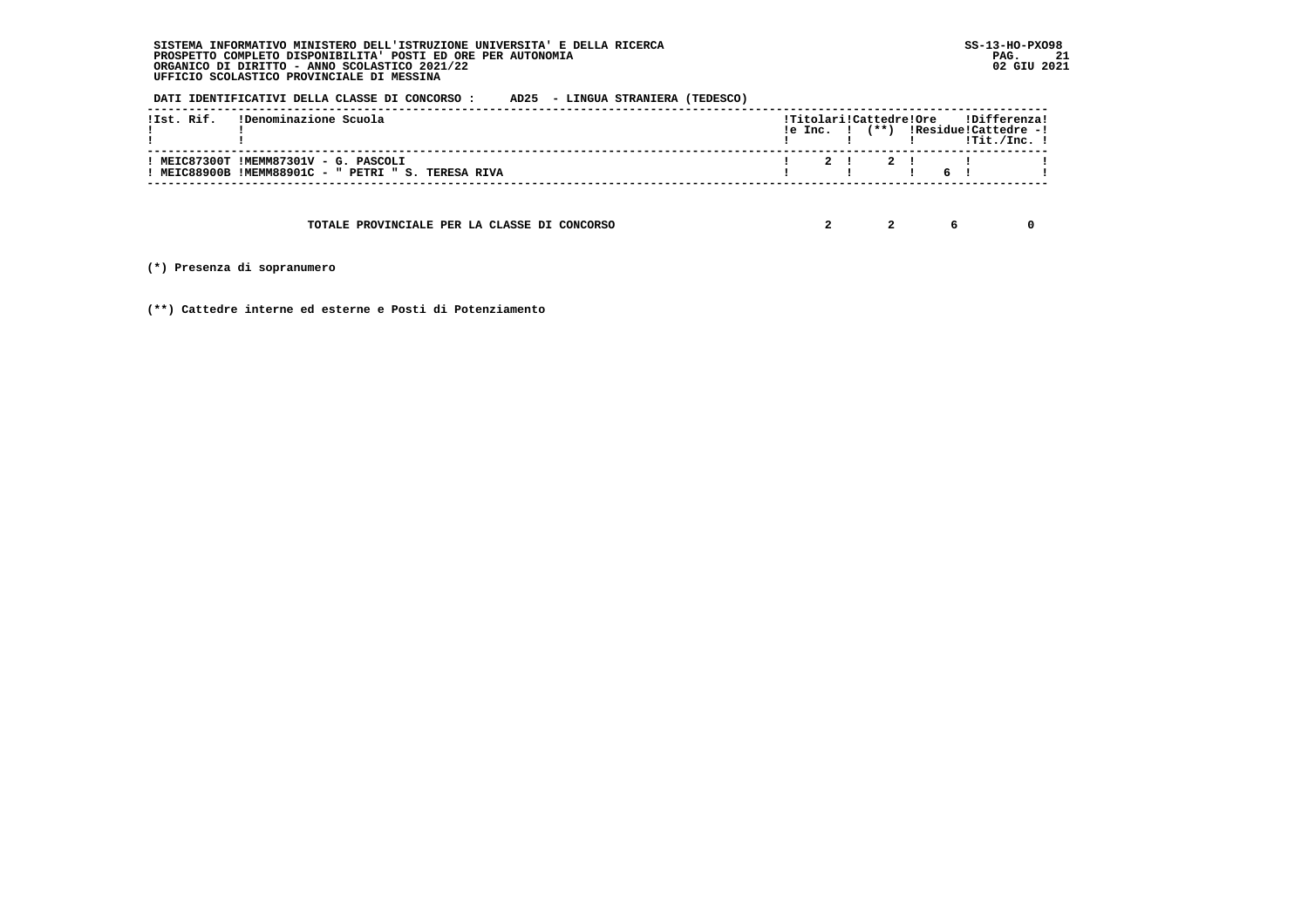SISTEMA INFORMATIVO MINISTERO DELL'ISTRUZIONE UNIVERSITA' E DELLA RICERCA
PROSPETTO COMPLETO DISPONIBILITA' POSTI ED ORE PER AUTONOMIA
ORGANICO DI DIRITTO - ANNO SCOLASTICO 2021/22
UFFICIO SCOLASTICO PROVINCIALE DI MESSINA

SS-13-HO-PXO98
02 GIU 2021

**DATI IDENTIFICATIVI DELLA CLASSE DI CONCORSO : AD25 - LINGUA STRANIERA (TEDESCO)**

| Ist. Rif. | Denominazione Scuola | Titolari e Inc. | Cattedre (**) | Ore Residue | Differenza Cattedre - Tit./Inc. |
|---|---|---|---|---|---|
| MEIC87300T | MEMM87301V - G. PASCOLI | 2 | 2 | | |
| MEIC88900B | MEMM88901C - " PETRI " S. TERESA RIVA | | | 6 | |
| | TOTALE PROVINCIALE PER LA CLASSE DI CONCORSO | 2 | 2 | 6 | 0 |

(*) Presenza di sopranumero

(**) Cattedre interne ed esterne e Posti di Potenziamento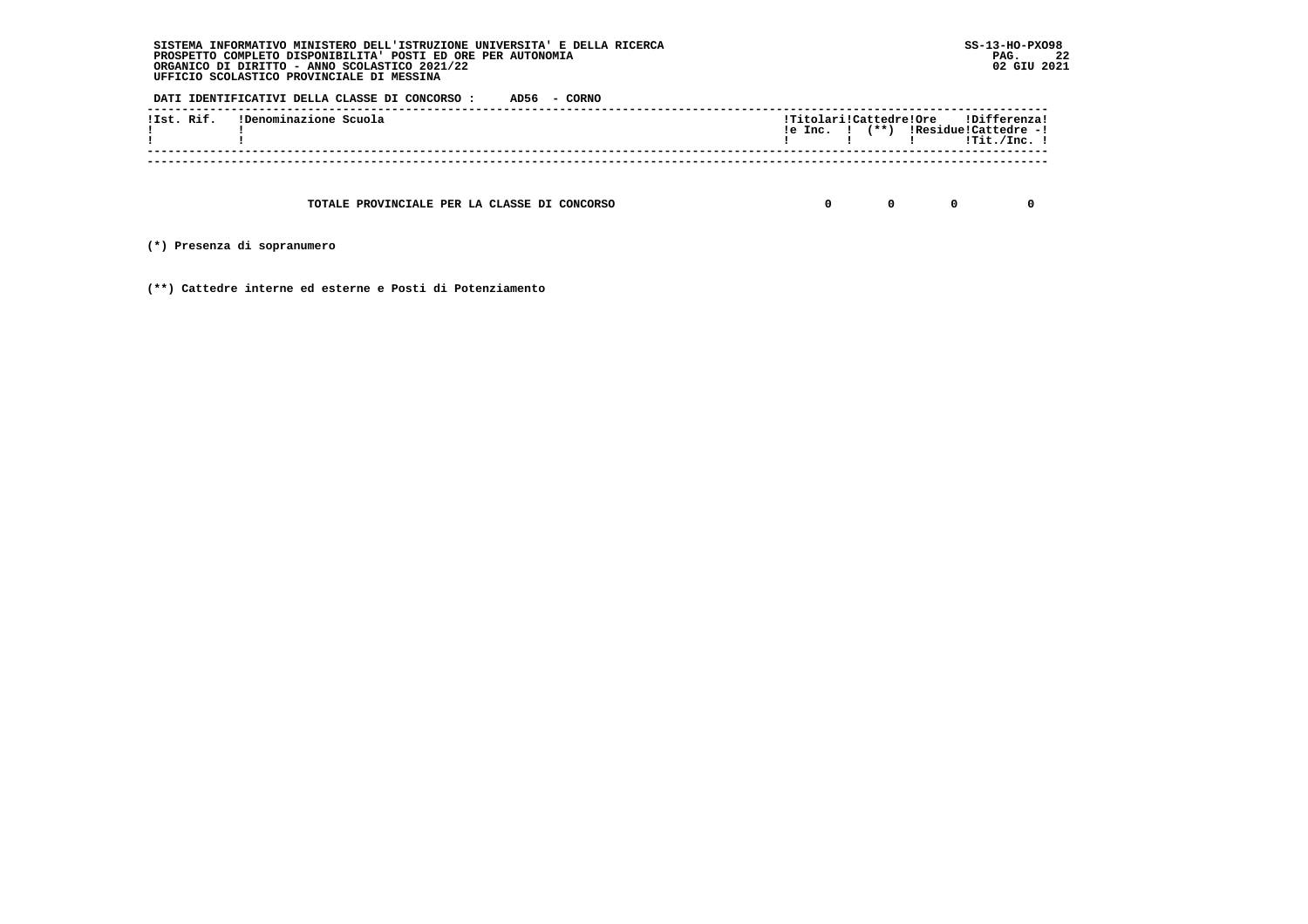SISTEMA INFORMATIVO MINISTERO DELL'ISTRUZIONE UNIVERSITA' E DELLA RICERCA
PROSPETTO COMPLETO DISPONIBILITA' POSTI ED ORE PER AUTONOMIA
ORGANICO DI DIRITTO - ANNO SCOLASTICO 2021/22
UFFICIO SCOLASTICO PROVINCIALE DI MESSINA

SS-13-HO-PXO98
02 GIU 2021

**DATI IDENTIFICATIVI DELLA CLASSE DI CONCORSO : AD56 - CORNO**

| Ist. Rif. | Denominazione Scuola | Titolari e Inc. | Cattedre (**) | Ore Residue | Differenza Cattedre - Tit./Inc. |
|---|---|---|---|---|---|
| | TOTALE PROVINCIALE PER LA CLASSE DI CONCORSO | 0 | 0 | 0 | 0 |

(*) Presenza di sopranumero

(**) Cattedre interne ed esterne e Posti di Potenziamento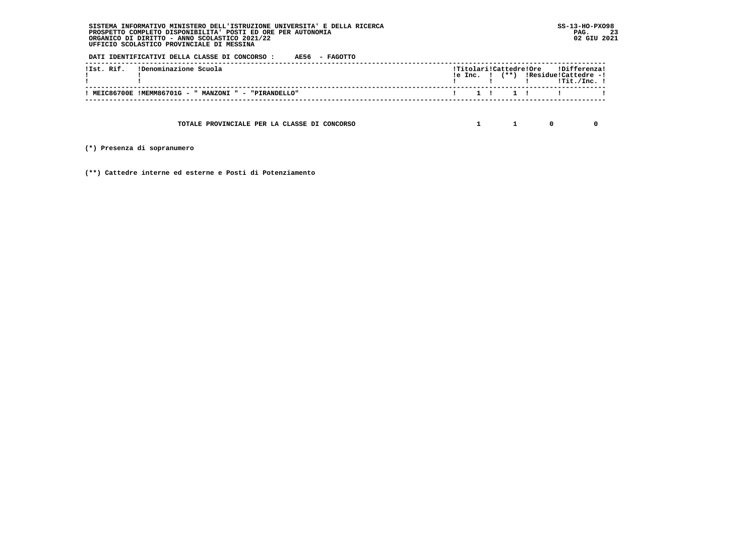**SISTEMA INFORMATIVO MINISTERO DELL'ISTRUZIONE UNIVERSITA' E DELLA RICERCA**
**PROSPETTO COMPLETO DISPONIBILITA' POSTI ED ORE PER AUTONOMIA**
**ORGANICO DI DIRITTO - ANNO SCOLASTICO 2021/22**
**UFFICIO SCOLASTICO PROVINCIALE DI MESSINA**

SS-13-HO-PXO98
02 GIU 2021

**DATI IDENTIFICATIVI DELLA CLASSE DI CONCORSO : AE56 - FAGOTTO**

| Ist. Rif. | Denominazione Scuola | Titolari e Inc. | Cattedre (**) | Ore Residue | Differenza Cattedre - Tit./Inc. |
|---|---|---|---|---|---|
| MEIC86700E | MEMM86701G - " MANZONI " - "PIRANDELLO" | 1 | 1 | | |
| | TOTALE PROVINCIALE PER LA CLASSE DI CONCORSO | 1 | 1 | 0 | 0 |

(*) Presenza di sopranumero

(**) Cattedre interne ed esterne e Posti di Potenziamento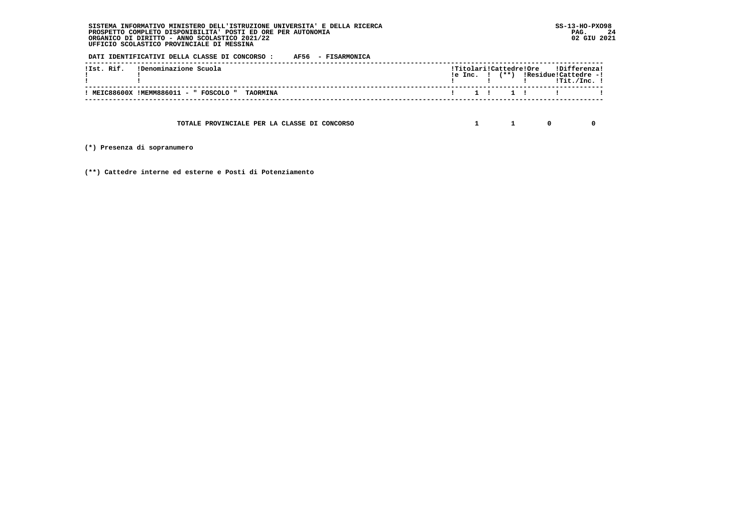SISTEMA INFORMATIVO MINISTERO DELL'ISTRUZIONE UNIVERSITA' E DELLA RICERCA
PROSPETTO COMPLETO DISPONIBILITA' POSTI ED ORE PER AUTONOMIA
ORGANICO DI DIRITTO - ANNO SCOLASTICO 2021/22
UFFICIO SCOLASTICO PROVINCIALE DI MESSINA

SS-13-HO-PXO98
02 GIU 2021

DATI IDENTIFICATIVI DELLA CLASSE DI CONCORSO : AF56 - FISARMONICA

| Ist. Rif. | Denominazione Scuola | Titolari e Inc. | Cattedre (**) | Ore Residue | Differenza Cattedre - Tit./Inc. |
|---|---|---|---|---|---|
| MEIC88600X | MEMM886011 - " FOSCOLO " TAORMINA | 1 | 1 | | |
| | TOTALE PROVINCIALE PER LA CLASSE DI CONCORSO | 1 | 1 | 0 | 0 |

(*) Presenza di sopranumero

(**) Cattedre interne ed esterne e Posti di Potenziamento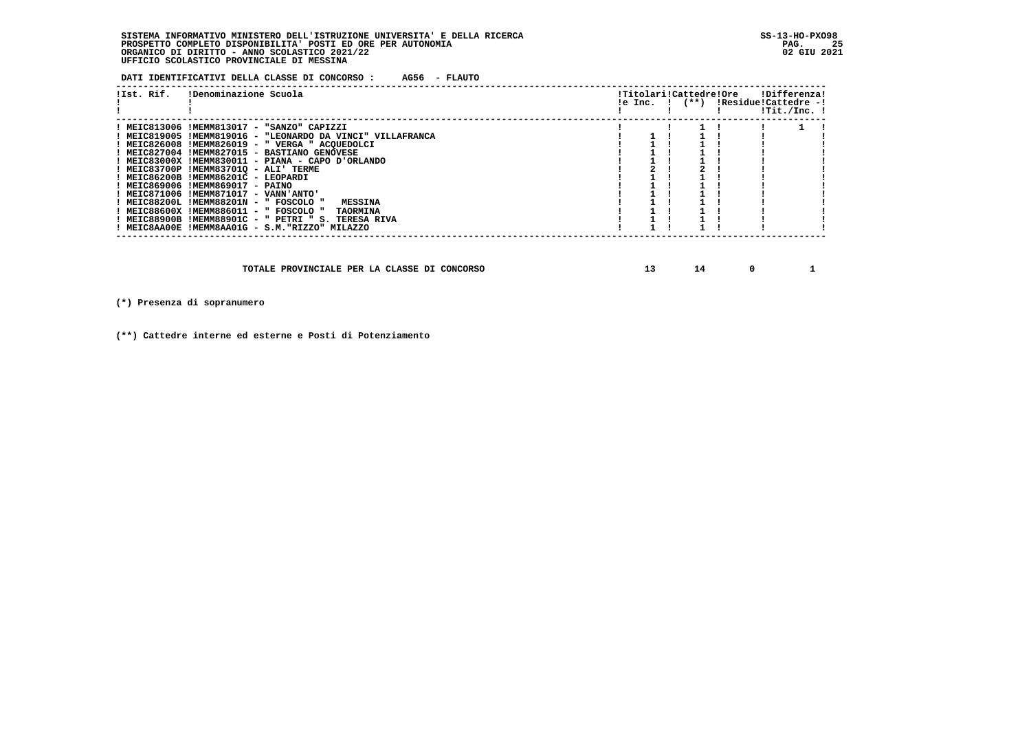SISTEMA INFORMATIVO MINISTERO DELL'ISTRUZIONE UNIVERSITA' E DELLA RICERCA
PROSPETTO COMPLETO DISPONIBILITA' POSTI ED ORE PER AUTONOMIA
ORGANICO DI DIRITTO - ANNO SCOLASTICO 2021/22
UFFICIO SCOLASTICO PROVINCIALE DI MESSINA

SS-13-HO-PXO98
02 GIU 2021

**DATI IDENTIFICATIVI DELLA CLASSE DI CONCORSO : AG56 - FLAUTO**

| Ist. Rif. | Denominazione Scuola | Titolari e Inc. | Cattedre (**) | Ore Residue | Differenza Cattedre - Tit./Inc. |
|---|---|---|---|---|---|
| MEIC813006 | MEMM813017 - "SANZO" CAPIZZI | | 1 | | 1 |
| MEIC819005 | MEMM819016 - "LEONARDO DA VINCI" VILLAFRANCA | 1 | 1 | | |
| MEIC826008 | MEMM826019 - " VERGA " ACQUEDOLCI | 1 | 1 | | |
| MEIC827004 | MEMM827015 - BASTIANO GENOVESE | 1 | 1 | | |
| MEIC83000X | MEMM830011 - PIANA - CAPO D'ORLANDO | 1 | 1 | | |
| MEIC83700P | MEMM83701Q - ALI' TERME | 2 | 2 | | |
| MEIC86200B | MEMM86201C - LEOPARDI | 1 | 1 | | |
| MEIC869006 | MEMM869017 - PAINO | 1 | 1 | | |
| MEIC871006 | MEMM871017 - VANN'ANTO' | 1 | 1 | | |
| MEIC88200L | MEMM88201N - " FOSCOLO " MESSINA | 1 | 1 | | |
| MEIC88600X | MEMM886011 - " FOSCOLO " TAORMINA | 1 | 1 | | |
| MEIC88900B | MEMM88901C - " PETRI " S. TERESA RIVA | 1 | 1 | | |
| MEIC8AA00E | MEMM8AA01G - S.M."RIZZO" MILAZZO | 1 | 1 | | |
| | **TOTALE PROVINCIALE PER LA CLASSE DI CONCORSO** | **13** | **14** | **0** | **1** |

(*) Presenza di sopranumero

(**) Cattedre interne ed esterne e Posti di Potenziamento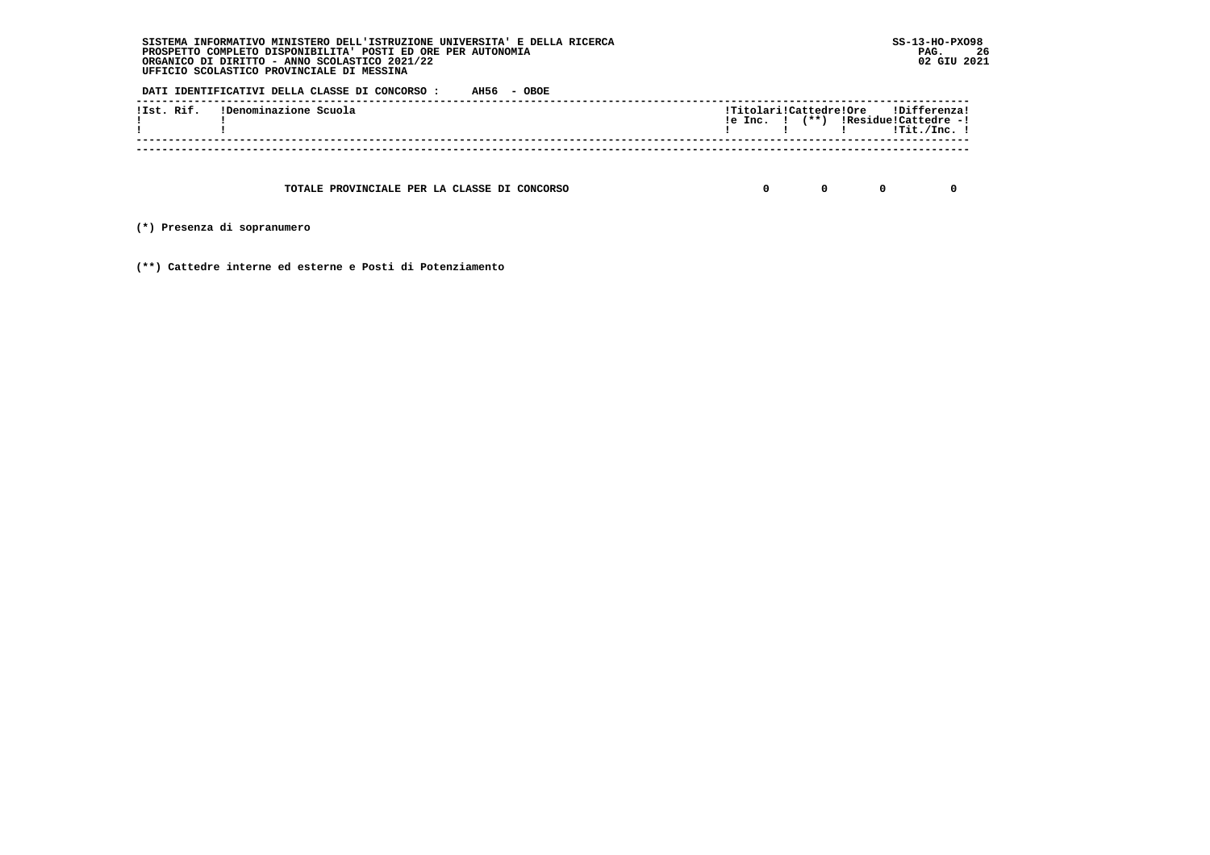SISTEMA INFORMATIVO MINISTERO DELL'ISTRUZIONE UNIVERSITA' E DELLA RICERCA
PROSPETTO COMPLETO DISPONIBILITA' POSTI ED ORE PER AUTONOMIA
ORGANICO DI DIRITTO - ANNO SCOLASTICO 2021/22
UFFICIO SCOLASTICO PROVINCIALE DI MESSINA

SS-13-HO-PXO98
02 GIU 2021

**DATI IDENTIFICATIVI DELLA CLASSE DI CONCORSO : AH56 - OBOE**

| Ist. Rif. | Denominazione Scuola | Titolari e Inc. | Cattedre (**) | Ore Residue | Differenza Cattedre - Tit./Inc. |
|---|---|---|---|---|---|
| | TOTALE PROVINCIALE PER LA CLASSE DI CONCORSO | 0 | 0 | 0 | 0 |

(*) Presenza di sopranumero

(**) Cattedre interne ed esterne e Posti di Potenziamento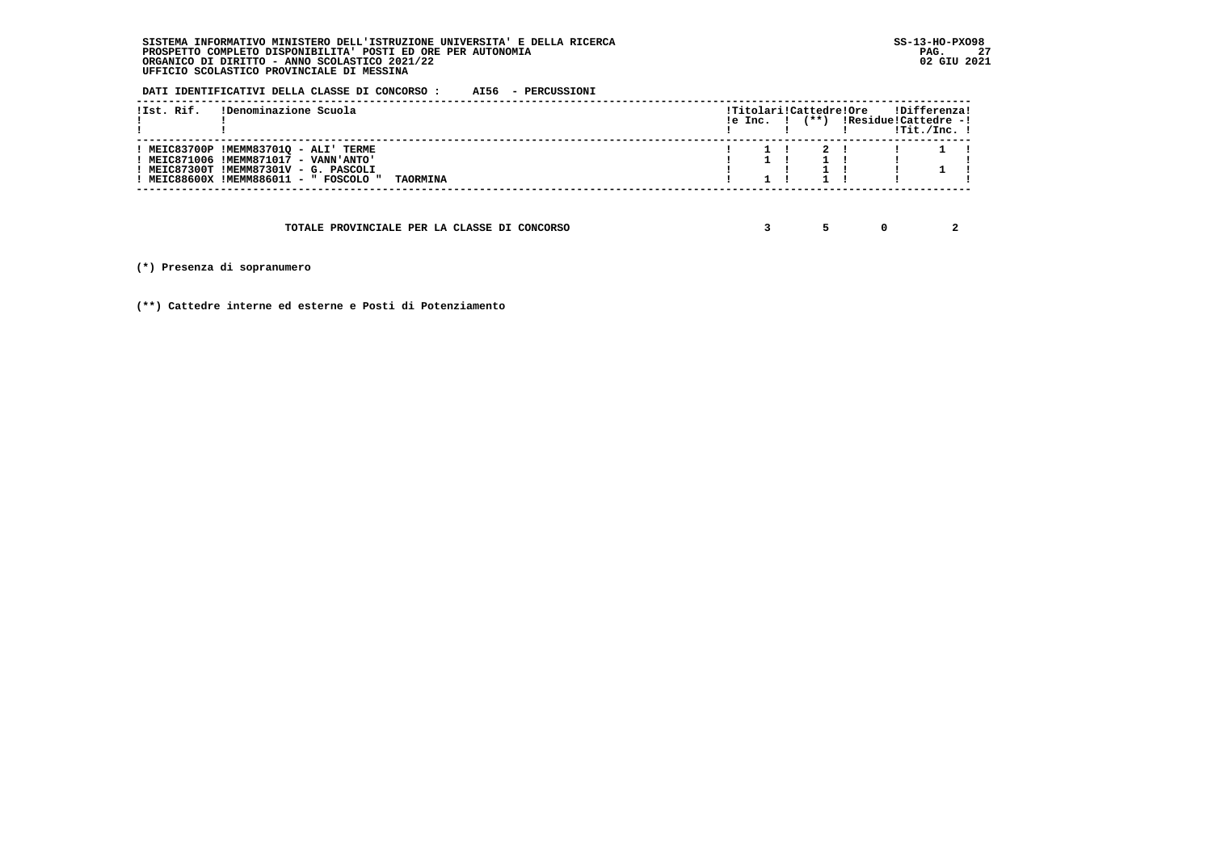**SISTEMA INFORMATIVO MINISTERO DELL'ISTRUZIONE UNIVERSITA' E DELLA RICERCA**
**PROSPETTO COMPLETO DISPONIBILITA' POSTI ED ORE PER AUTONOMIA**
**ORGANICO DI DIRITTO - ANNO SCOLASTICO 2021/22**
**UFFICIO SCOLASTICO PROVINCIALE DI MESSINA**

SS-13-HO-PXO98
02 GIU 2021

**DATI IDENTIFICATIVI DELLA CLASSE DI CONCORSO : AI56 - PERCUSSIONI**

| Ist. Rif. | Denominazione Scuola | Titolari e Inc. | Cattedre (**) | Ore Residue | Differenza Cattedre - Tit./Inc. |
|---|---|---|---|---|---|
| MEIC83700P | MEMM83701Q - ALI' TERME | 1 | 2 | | 1 |
| MEIC871006 | MEMM871017 - VANN'ANTO' | 1 | 1 | | |
| MEIC87300T | MEMM87301V - G. PASCOLI | | 1 | | 1 |
| MEIC88600X | MEMM886011 - " FOSCOLO " TAORMINA | 1 | 1 | | |
| | **TOTALE PROVINCIALE PER LA CLASSE DI CONCORSO** | **3** | **5** | **0** | **2** |

**(*) Presenza di sopranumero**

**(**) Cattedre interne ed esterne e Posti di Potenziamento**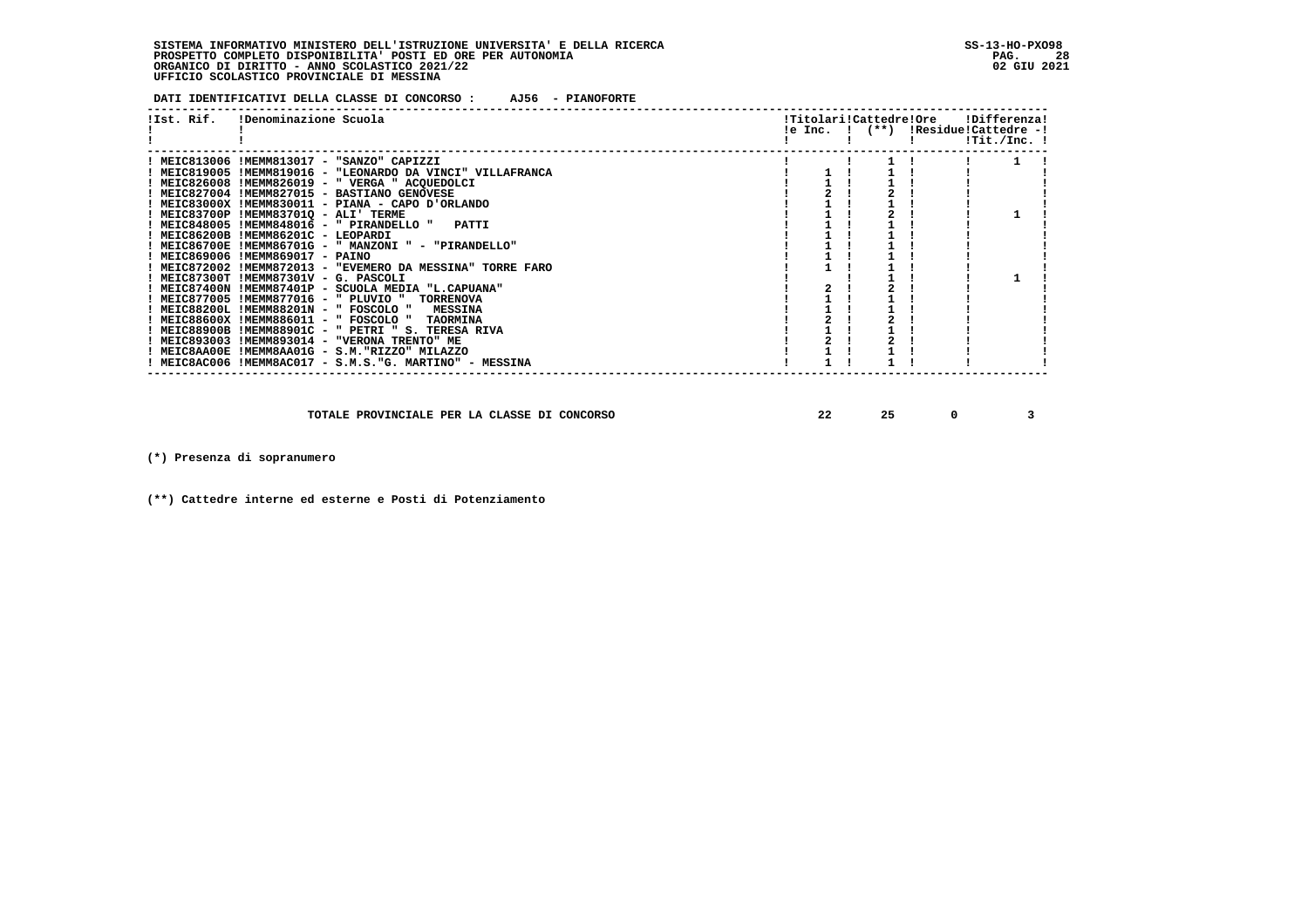**SISTEMA INFORMATIVO MINISTERO DELL'ISTRUZIONE UNIVERSITA' E DELLA RICERCA**
**PROSPETTO COMPLETO DISPONIBILITA' POSTI ED ORE PER AUTONOMIA**
**ORGANICO DI DIRITTO - ANNO SCOLASTICO 2021/22**
**UFFICIO SCOLASTICO PROVINCIALE DI MESSINA**

SS-13-HO-PXO98
02 GIU 2021

**DATI IDENTIFICATIVI DELLA CLASSE DI CONCORSO : AJ56 - PIANOFORTE**

| Ist. Rif. | Denominazione Scuola | Titolari e Inc. | Cattedre (**) | Ore Residue | Differenza Cattedre - Tit./Inc. |
|---|---|---|---|---|---|
| MEIC813006 | MEMM813017 - "SANZO" CAPIZZI | | 1 | | 1 |
| MEIC819005 | MEMM819016 - "LEONARDO DA VINCI" VILLAFRANCA | 1 | 1 | | |
| MEIC826008 | MEMM826019 - " VERGA " ACQUEDOLCI | 1 | 1 | | |
| MEIC827004 | MEMM827015 - BASTIANO GENOVESE | 2 | 2 | | |
| MEIC83000X | MEMM830011 - PIANA - CAPO D'ORLANDO | 1 | 1 | | |
| MEIC83700P | MEMM83701Q - ALI' TERME | 1 | 2 | | 1 |
| MEIC848005 | MEMM848016 - " PIRANDELLO " PATTI | 1 | 1 | | |
| MEIC86200B | MEMM86201C - LEOPARDI | 1 | 1 | | |
| MEIC86700E | MEMM86701G - " MANZONI " - "PIRANDELLO" | 1 | 1 | | |
| MEIC869006 | MEMM869017 - PAINO | 1 | 1 | | |
| MEIC872002 | MEMM872013 - "EVEMERO DA MESSINA" TORRE FARO | 1 | 1 | | |
| MEIC87300T | MEMM87301V - G. PASCOLI | | 1 | | 1 |
| MEIC87400N | MEMM87401P - SCUOLA MEDIA "L.CAPUANA" | 2 | 2 | | |
| MEIC877005 | MEMM877016 - " PLUVIO " TORRENOVA | 1 | 1 | | |
| MEIC88200L | MEMM88201N - " FOSCOLO " MESSINA | 1 | 1 | | |
| MEIC88600X | MEMM886011 - " FOSCOLO " TAORMINA | 2 | 2 | | |
| MEIC88900B | MEMM88901C - " PETRI " S. TERESA RIVA | 1 | 1 | | |
| MEIC893003 | MEMM893014 - "VERONA TRENTO" ME | 2 | 2 | | |
| MEIC8AA00E | MEMM8AA01G - S.M."RIZZO" MILAZZO | 1 | 1 | | |
| MEIC8AC006 | MEMM8AC017 - S.M.S."G. MARTINO" - MESSINA | 1 | 1 | | |
| | **TOTALE PROVINCIALE PER LA CLASSE DI CONCORSO** | 22 | 25 | 0 | 3 |

(*) Presenza di sopranumero

(**) Cattedre interne ed esterne e Posti di Potenziamento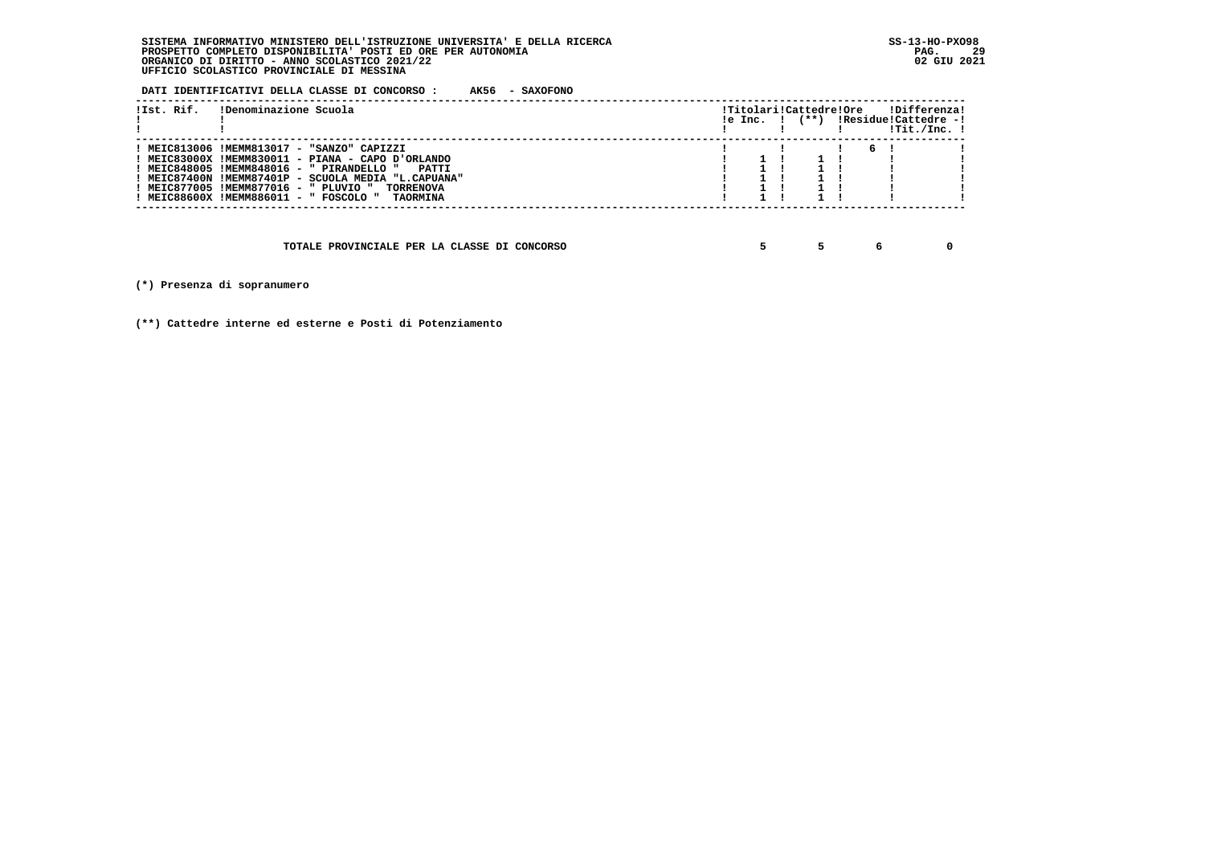SISTEMA INFORMATIVO MINISTERO DELL'ISTRUZIONE UNIVERSITA' E DELLA RICERCA
PROSPETTO COMPLETO DISPONIBILITA' POSTI ED ORE PER AUTONOMIA
ORGANICO DI DIRITTO - ANNO SCOLASTICO 2021/22
UFFICIO SCOLASTICO PROVINCIALE DI MESSINA

SS-13-HO-PXO98
02 GIU 2021

**DATI IDENTIFICATIVI DELLA CLASSE DI CONCORSO : AK56 - SAXOFONO**

| Ist. Rif. | Denominazione Scuola | Titolari e Inc. | Cattedre (**) | Ore Residue | Differenza Cattedre - Tit./Inc. |
|---|---|---|---|---|---|
| MEIC813006 | MEMM813017 - "SANZO" CAPIZZI | | | 6 | |
| MEIC83000X | MEMM830011 - PIANA - CAPO D'ORLANDO | 1 | 1 | | |
| MEIC848008 | MEMM848016 - " PIRANDELLO " PATTI | 1 | 1 | | |
| MEIC87400N | MEMM87401P - SCUOLA MEDIA "L.CAPUANA" | 1 | 1 | | |
| MEIC877005 | MEMM877016 - " PLUVIO " TORRENOVA | 1 | 1 | | |
| MEIC88600X | MEMM886011 - " FOSCOLO " TAORMINA | 1 | 1 | | |
| | **TOTALE PROVINCIALE PER LA CLASSE DI CONCORSO** | **5** | **5** | **6** | **0** |

(*) Presenza di sopranumero

(**) Cattedre interne ed esterne e Posti di Potenziamento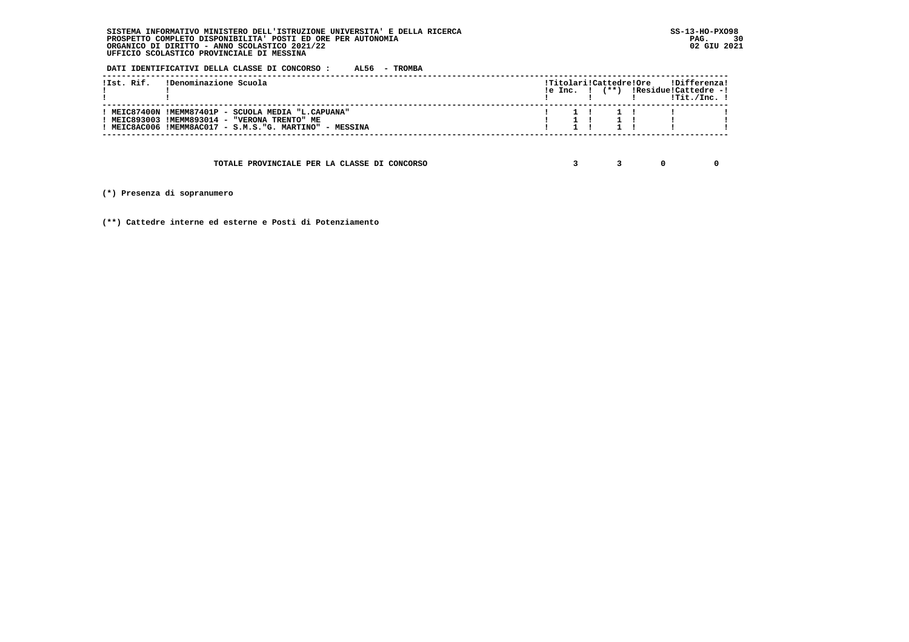**SISTEMA INFORMATIVO MINISTERO DELL'ISTRUZIONE UNIVERSITA' E DELLA RICERCA**
**PROSPETTO COMPLETO DISPONIBILITA' POSTI ED ORE PER AUTONOMIA**
**ORGANICO DI DIRITTO - ANNO SCOLASTICO 2021/22**
**UFFICIO SCOLASTICO PROVINCIALE DI MESSINA**

SS-13-HO-PXO98
02 GIU 2021

**DATI IDENTIFICATIVI DELLA CLASSE DI CONCORSO : AL56 - TROMBA**

| Ist. Rif. | Denominazione Scuola | Titolari e Inc. | Cattedre (**) | Ore Residue | Differenza Cattedre - Tit./Inc. |
|---|---|---|---|---|---|
| MEIC87400N | MEMM87401P - SCUOLA MEDIA "L.CAPUANA" | 1 | 1 | | |
| MEIC893003 | MEMM893014 - "VERONA TRENTO" ME | 1 | 1 | | |
| MEIC8AC006 | MEMM8AC017 - S.M.S."G. MARTINO" - MESSINA | 1 | 1 | | |

| | Titolari e Inc. | Cattedre (**) | Ore Residue | Differenza Cattedre - Tit./Inc. |
|---|---|---|---|---|
| **TOTALE PROVINCIALE PER LA CLASSE DI CONCORSO** | 3 | 3 | 0 | 0 |

**(*) Presenza di sopranumero**

**(**) Cattedre interne ed esterne e Posti di Potenziamento**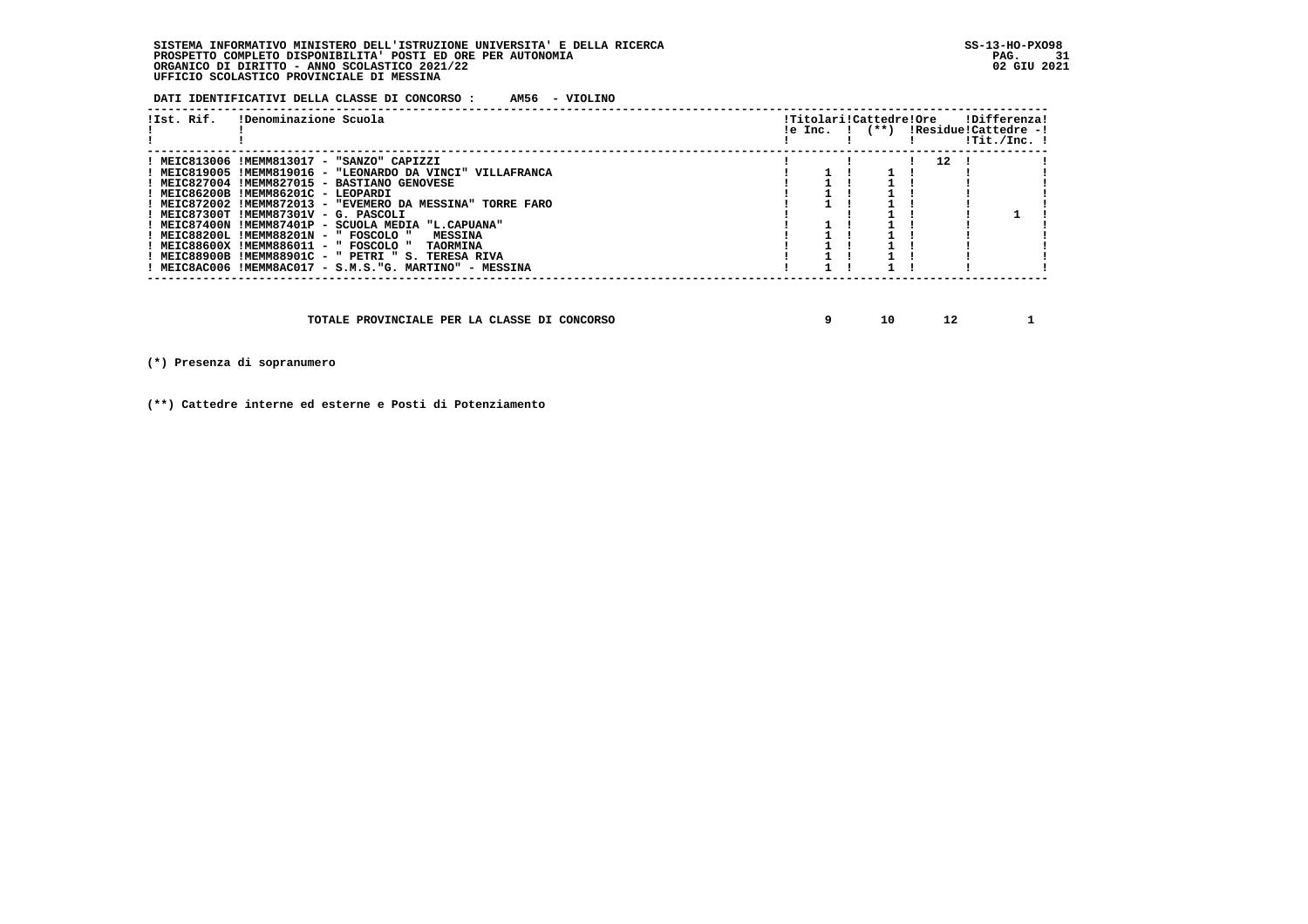SISTEMA INFORMATIVO MINISTERO DELL'ISTRUZIONE UNIVERSITA' E DELLA RICERCA
PROSPETTO COMPLETO DISPONIBILITA' POSTI ED ORE PER AUTONOMIA
ORGANICO DI DIRITTO - ANNO SCOLASTICO 2021/22
UFFICIO SCOLASTICO PROVINCIALE DI MESSINA

SS-13-HO-PXO98
02 GIU 2021

**DATI IDENTIFICATIVI DELLA CLASSE DI CONCORSO : AM56 - VIOLINO**

| Ist. Rif. | Denominazione Scuola | Titolari e Inc. | Cattedre (**) | Ore Residue | Differenza Cattedre - Tit./Inc. |
|---|---|---|---|---|---|
| MEIC813006 | MEMM813017 - "SANZO" CAPIZZI | | | 12 | |
| MEIC819005 | MEMM819016 - "LEONARDO DA VINCI" VILLAFRANCA | 1 | 1 | | |
| MEIC827004 | MEMM827015 - BASTIANO GENOVESE | 1 | 1 | | |
| MEIC86200B | MEMM86201C - LEOPARDI | 1 | 1 | | |
| MEIC872002 | MEMM872013 - "EVEMERO DA MESSINA" TORRE FARO | 1 | 1 | | |
| MEIC87300T | MEMM87301V - G. PASCOLI | | 1 | | 1 |
| MEIC87400N | MEMM87401P - SCUOLA MEDIA "L.CAPUANA" | 1 | 1 | | |
| MEIC88200L | MEMM88201N - " FOSCOLO " MESSINA | 1 | 1 | | |
| MEIC88600X | MEMM886011 - " FOSCOLO " TAORMINA | 1 | 1 | | |
| MEIC88900B | MEMM88901C - " PETRI " S. TERESA RIVA | 1 | 1 | | |
| MEIC8AC006 | MEMM8AC017 - S.M.S."G. MARTINO" - MESSINA | 1 | 1 | | |
| | **TOTALE PROVINCIALE PER LA CLASSE DI CONCORSO** | **9** | **10** | **12** | **1** |

**(*) Presenza di sopranumero**

**(**) Cattedre interne ed esterne e Posti di Potenziamento**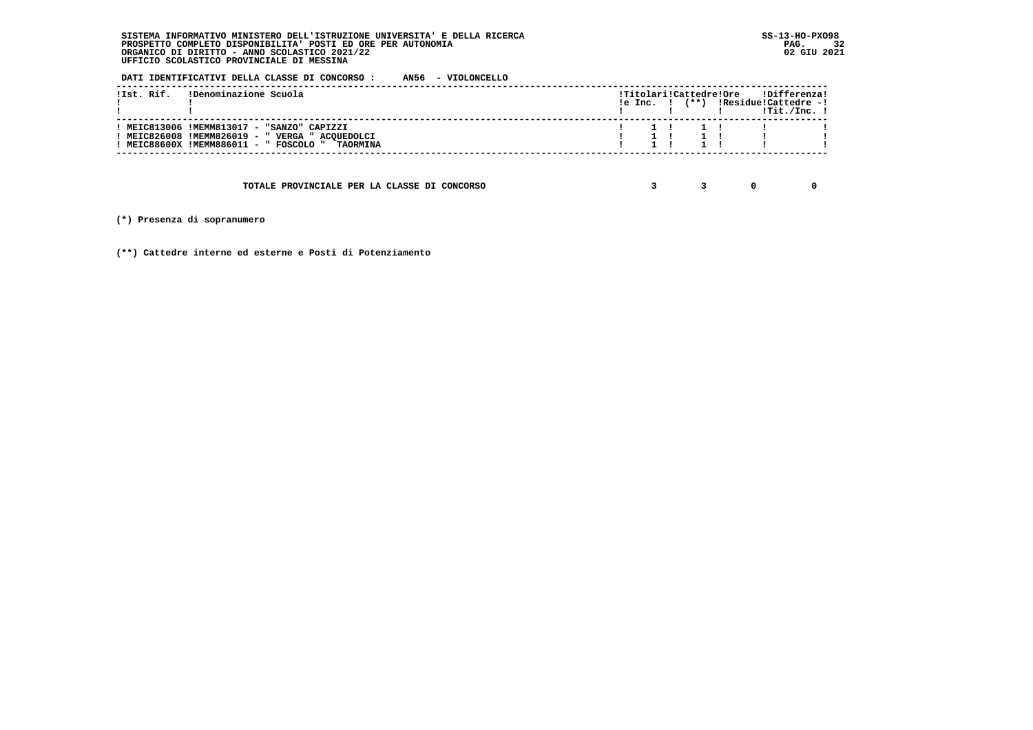**SISTEMA INFORMATIVO MINISTERO DELL'ISTRUZIONE UNIVERSITA' E DELLA RICERCA**
**PROSPETTO COMPLETO DISPONIBILITA' POSTI ED ORE PER AUTONOMIA**
**ORGANICO DI DIRITTO - ANNO SCOLASTICO 2021/22**
**UFFICIO SCOLASTICO PROVINCIALE DI MESSINA**

SS-13-HO-PXO98
02 GIU 2021

**DATI IDENTIFICATIVI DELLA CLASSE DI CONCORSO : AN56 - VIOLONCELLO**

| Ist. Rif. | Denominazione Scuola | Titolari e Inc. | Cattedre (**) | Ore Residue | Differenza Cattedre - Tit./Inc. |
|---|---|---|---|---|---|
| MEIC813006 | MEMM813017 - "SANZO" CAPIZZI | 1 | 1 | | |
| MEIC826008 | MEMM826019 - " VERGA " ACQUEDOLCI | 1 | 1 | | |
| MEIC88600X | MEMM886011 - " FOSCOLO " TAORMINA | 1 | 1 | | |
| | **TOTALE PROVINCIALE PER LA CLASSE DI CONCORSO** | 3 | 3 | 0 | 0 |

**(*) Presenza di sopranumero**

**(**) Cattedre interne ed esterne e Posti di Potenziamento**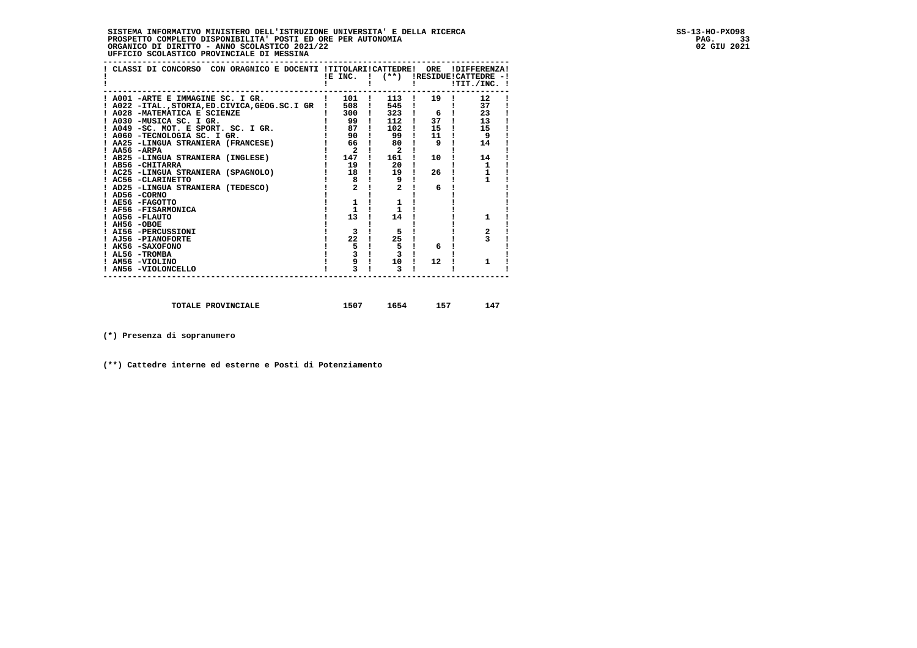**SISTEMA INFORMATIVO MINISTERO DELL'ISTRUZIONE UNIVERSITA' E DELLA RICERCA**
**PROSPETTO COMPLETO DISPONIBILITA' POSTI ED ORE PER AUTONOMIA**
**ORGANICO DI DIRITTO - ANNO SCOLASTICO 2021/22**
**UFFICIO SCOLASTICO PROVINCIALE DI MESSINA**

**SS-13-HO-PXO98**
**02 GIU 2021**

| CLASSI DI CONCORSO CON ORAGNICO E DOCENTI | TITOLARI E INC. | CATTEDRE (**) | ORE RESIDUE | DIFFERENZA CATTEDRE - TIT./INC. |
|---|---|---|---|---|
| A001 -ARTE E IMMAGINE SC. I GR. | 101 | 113 | 19 | 12 |
| A022 -ITAL.,STORIA,ED.CIVICA,GEOG.SC.I GR | 508 | 545 | | 37 |
| A028 -MATEMATICA E SCIENZE | 300 | 323 | 6 | 23 |
| A030 -MUSICA SC. I GR. | 99 | 112 | 37 | 13 |
| A049 -SC. MOT. E SPORT. SC. I GR. | 87 | 102 | 15 | 15 |
| A060 -TECNOLOGIA SC. I GR. | 90 | 99 | 11 | 9 |
| AA25 -LINGUA STRANIERA (FRANCESE) | 66 | 80 | 9 | 14 |
| AA56 -ARPA | 2 | 2 | | |
| AB25 -LINGUA STRANIERA (INGLESE) | 147 | 161 | 10 | 14 |
| AB56 -CHITARRA | 19 | 20 | | 1 |
| AC25 -LINGUA STRANIERA (SPAGNOLO) | 18 | 19 | 26 | 1 |
| AC56 -CLARINETTO | 8 | 9 | | 1 |
| AD25 -LINGUA STRANIERA (TEDESCO) | 2 | 2 | 6 | |
| AD56 -CORNO | | | | |
| AE56 -FAGOTTO | 1 | 1 | | |
| AF56 -FISARMONICA | 1 | 1 | | |
| AG56 -FLAUTO | 13 | 14 | | 1 |
| AH56 -OBOE | | | | |
| AI56 -PERCUSSIONI | 3 | 5 | | 2 |
| AJ56 -PIANOFORTE | 22 | 25 | | 3 |
| AK56 -SAXOFONO | 5 | 5 | 6 | |
| AL56 -TROMBA | 3 | 3 | | |
| AM56 -VIOLINO | 9 | 10 | 12 | 1 |
| AN56 -VIOLONCELLO | 3 | 3 | | |

| | | | | |
|---|---|---|---|---|
| **TOTALE PROVINCIALE** | **1507** | **1654** | **157** | **147** |

**(*) Presenza di sopranumero**

**(**) Cattedre interne ed esterne e Posti di Potenziamento**